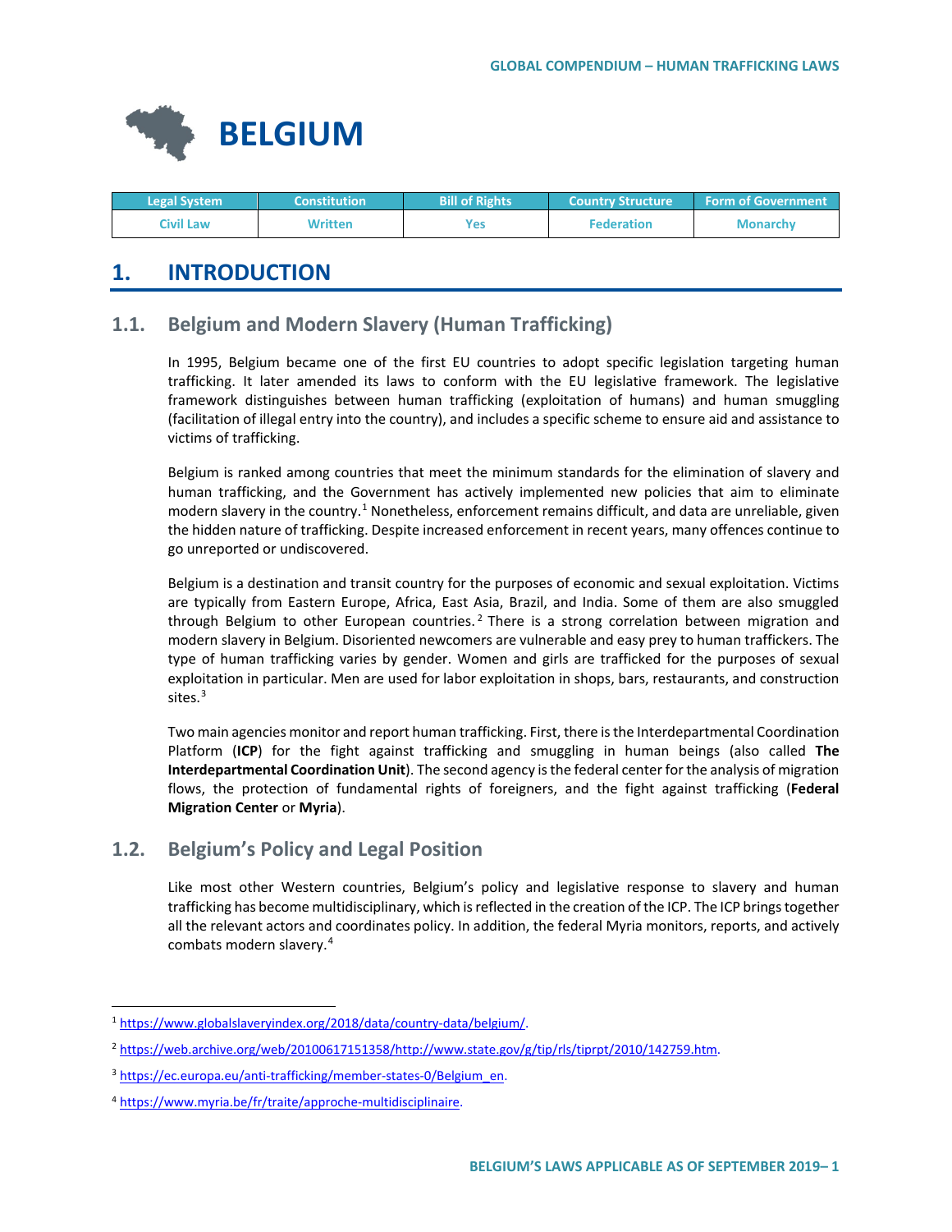# BELGIUM

| Legal System | Constitution | Bill of Rights | Country Structure | Form of Government |
|---|---|---|---|---|
| Civil Law | Written | Yes | Federation | Monarchy |

## 1. INTRODUCTION

### 1.1. Belgium and Modern Slavery (Human Trafficking)

In 1995, Belgium became one of the first EU countries to adopt specific legislation targeting human trafficking. It later amended its laws to conform with the EU legislative framework. The legislative framework distinguishes between human trafficking (exploitation of humans) and human smuggling (facilitation of illegal entry into the country), and includes a specific scheme to ensure aid and assistance to victims of trafficking.

Belgium is ranked among countries that meet the minimum standards for the elimination of slavery and human trafficking, and the Government has actively implemented new policies that aim to eliminate modern slavery in the country.[1] Nonetheless, enforcement remains difficult, and data are unreliable, given the hidden nature of trafficking. Despite increased enforcement in recent years, many offences continue to go unreported or undiscovered.

Belgium is a destination and transit country for the purposes of economic and sexual exploitation. Victims are typically from Eastern Europe, Africa, East Asia, Brazil, and India. Some of them are also smuggled through Belgium to other European countries.[2] There is a strong correlation between migration and modern slavery in Belgium. Disoriented newcomers are vulnerable and easy prey to human traffickers. The type of human trafficking varies by gender. Women and girls are trafficked for the purposes of sexual exploitation in particular. Men are used for labor exploitation in shops, bars, restaurants, and construction sites.[3]

Two main agencies monitor and report human trafficking. First, there is the Interdepartmental Coordination Platform (**ICP**) for the fight against trafficking and smuggling in human beings (also called **The Interdepartmental Coordination Unit**). The second agency is the federal center for the analysis of migration flows, the protection of fundamental rights of foreigners, and the fight against trafficking (**Federal Migration Center** or **Myria**).

### 1.2. Belgium's Policy and Legal Position

Like most other Western countries, Belgium's policy and legislative response to slavery and human trafficking has become multidisciplinary, which is reflected in the creation of the ICP. The ICP brings together all the relevant actors and coordinates policy. In addition, the federal Myria monitors, reports, and actively combats modern slavery.[4]

---

[1] https://www.globalslaveryindex.org/2018/data/country-data/belgium/.

[2] https://web.archive.org/web/20100617151358/http://www.state.gov/g/tip/rls/tiprpt/2010/142759.htm.

[3] https://ec.europa.eu/anti-trafficking/member-states-0/Belgium_en.

[4] https://www.myria.be/fr/traite/approche-multidisciplinaire.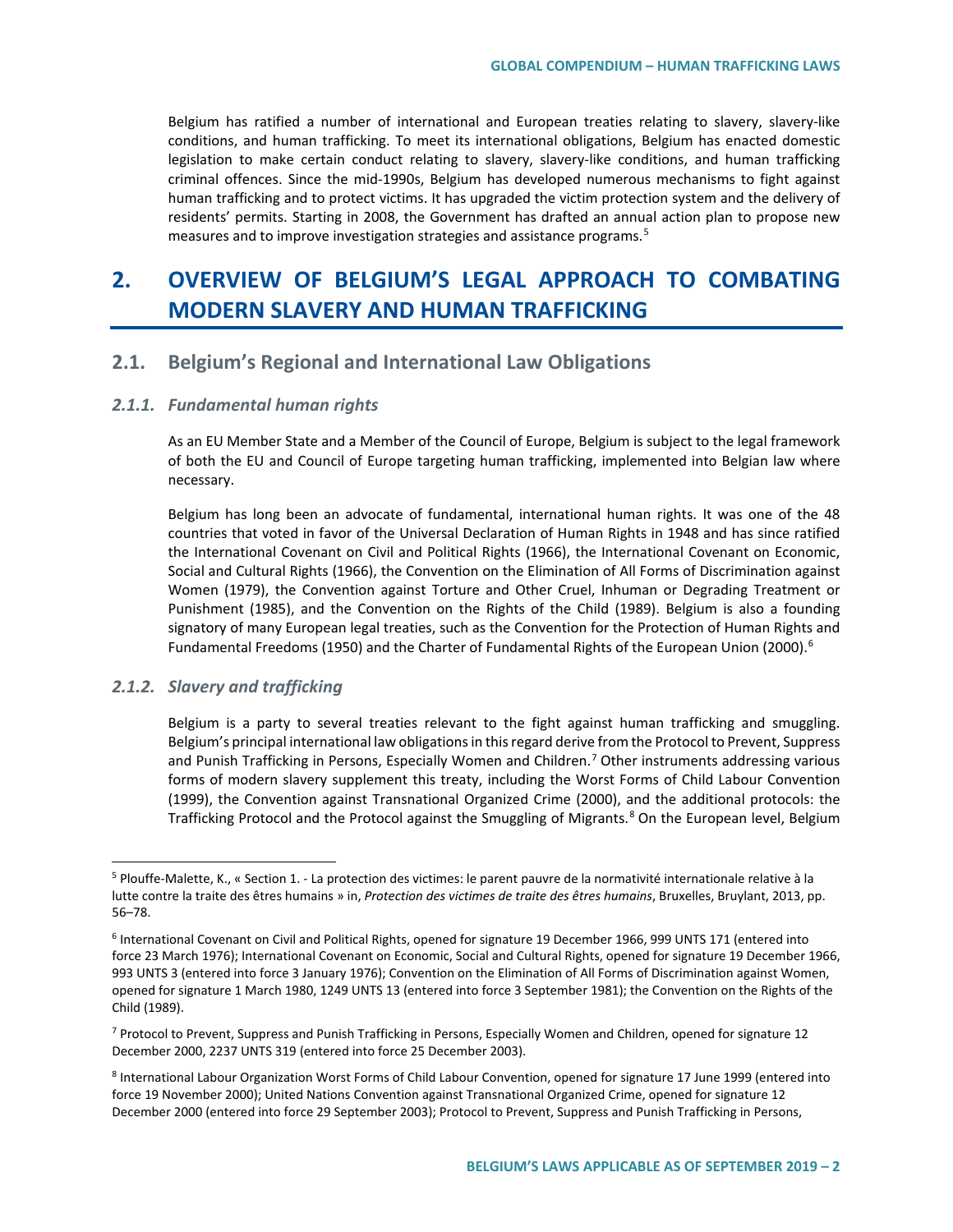Belgium has ratified a number of international and European treaties relating to slavery, slavery-like conditions, and human trafficking. To meet its international obligations, Belgium has enacted domestic legislation to make certain conduct relating to slavery, slavery-like conditions, and human trafficking criminal offences. Since the mid-1990s, Belgium has developed numerous mechanisms to fight against human trafficking and to protect victims. It has upgraded the victim protection system and the delivery of residents' permits. Starting in 2008, the Government has drafted an annual action plan to propose new measures and to improve investigation strategies and assistance programs.[5]

# 2. OVERVIEW OF BELGIUM'S LEGAL APPROACH TO COMBATING MODERN SLAVERY AND HUMAN TRAFFICKING

## 2.1. Belgium's Regional and International Law Obligations

### *2.1.1. Fundamental human rights*

As an EU Member State and a Member of the Council of Europe, Belgium is subject to the legal framework of both the EU and Council of Europe targeting human trafficking, implemented into Belgian law where necessary.

Belgium has long been an advocate of fundamental, international human rights. It was one of the 48 countries that voted in favor of the Universal Declaration of Human Rights in 1948 and has since ratified the International Covenant on Civil and Political Rights (1966), the International Covenant on Economic, Social and Cultural Rights (1966), the Convention on the Elimination of All Forms of Discrimination against Women (1979), the Convention against Torture and Other Cruel, Inhuman or Degrading Treatment or Punishment (1985), and the Convention on the Rights of the Child (1989). Belgium is also a founding signatory of many European legal treaties, such as the Convention for the Protection of Human Rights and Fundamental Freedoms (1950) and the Charter of Fundamental Rights of the European Union (2000).[6]

### *2.1.2. Slavery and trafficking*

Belgium is a party to several treaties relevant to the fight against human trafficking and smuggling. Belgium's principal international law obligations in this regard derive from the Protocol to Prevent, Suppress and Punish Trafficking in Persons, Especially Women and Children.[7] Other instruments addressing various forms of modern slavery supplement this treaty, including the Worst Forms of Child Labour Convention (1999), the Convention against Transnational Organized Crime (2000), and the additional protocols: the Trafficking Protocol and the Protocol against the Smuggling of Migrants.[8] On the European level, Belgium

---

[5] Plouffe-Malette, K., « Section 1. - La protection des victimes: le parent pauvre de la normativité internationale relative à la lutte contre la traite des êtres humains » in, *Protection des victimes de traite des êtres humains*, Bruxelles, Bruylant, 2013, pp. 56–78.

[6] International Covenant on Civil and Political Rights, opened for signature 19 December 1966, 999 UNTS 171 (entered into force 23 March 1976); International Covenant on Economic, Social and Cultural Rights, opened for signature 19 December 1966, 993 UNTS 3 (entered into force 3 January 1976); Convention on the Elimination of All Forms of Discrimination against Women, opened for signature 1 March 1980, 1249 UNTS 13 (entered into force 3 September 1981); the Convention on the Rights of the Child (1989).

[7] Protocol to Prevent, Suppress and Punish Trafficking in Persons, Especially Women and Children, opened for signature 12 December 2000, 2237 UNTS 319 (entered into force 25 December 2003).

[8] International Labour Organization Worst Forms of Child Labour Convention, opened for signature 17 June 1999 (entered into force 19 November 2000); United Nations Convention against Transnational Organized Crime, opened for signature 12 December 2000 (entered into force 29 September 2003); Protocol to Prevent, Suppress and Punish Trafficking in Persons,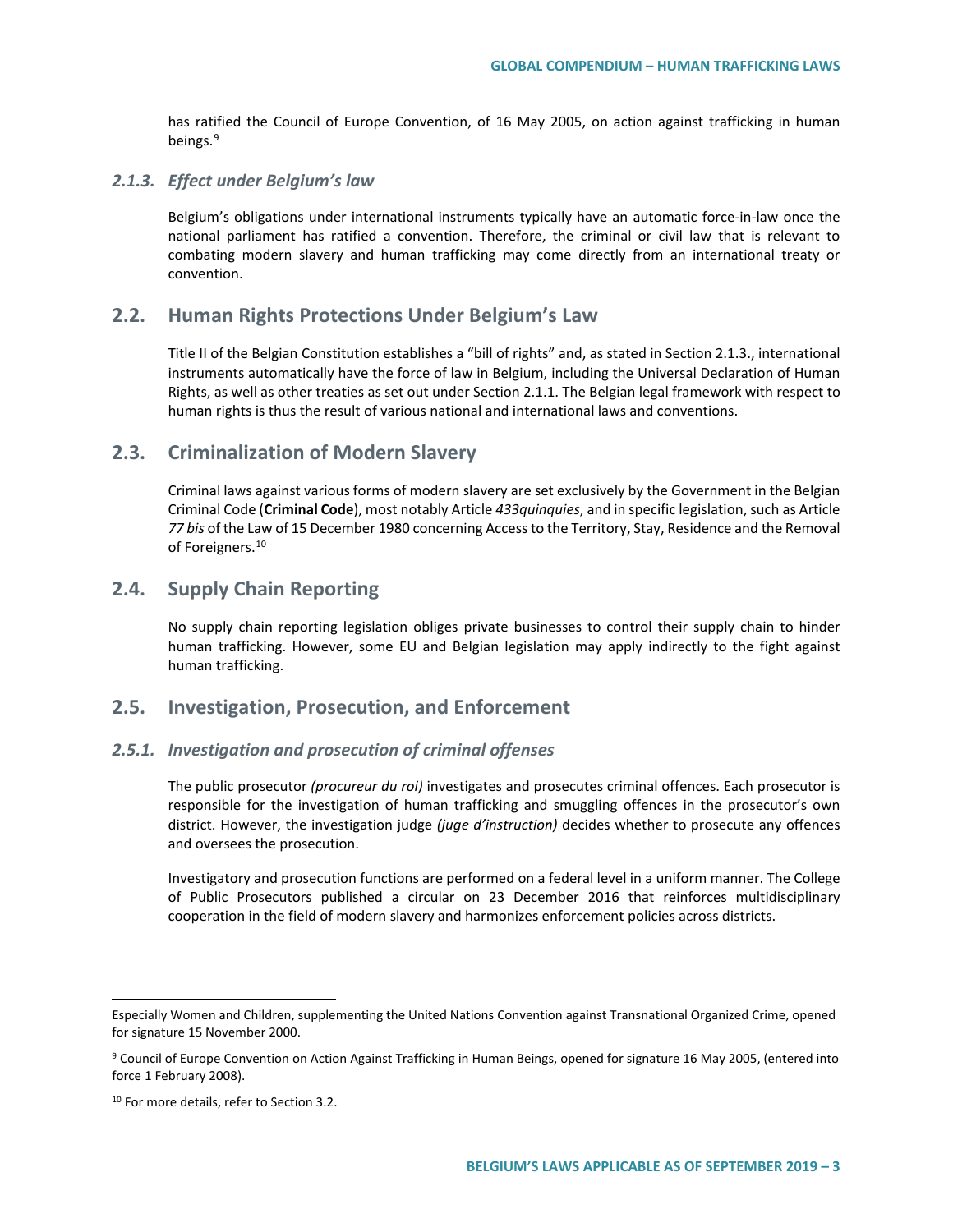has ratified the Council of Europe Convention, of 16 May 2005, on action against trafficking in human beings.[9]

### *2.1.3. Effect under Belgium's law*

Belgium's obligations under international instruments typically have an automatic force-in-law once the national parliament has ratified a convention. Therefore, the criminal or civil law that is relevant to combating modern slavery and human trafficking may come directly from an international treaty or convention.

## 2.2. Human Rights Protections Under Belgium's Law

Title II of the Belgian Constitution establishes a "bill of rights" and, as stated in Section 2.1.3., international instruments automatically have the force of law in Belgium, including the Universal Declaration of Human Rights, as well as other treaties as set out under Section 2.1.1. The Belgian legal framework with respect to human rights is thus the result of various national and international laws and conventions.

## 2.3. Criminalization of Modern Slavery

Criminal laws against various forms of modern slavery are set exclusively by the Government in the Belgian Criminal Code (**Criminal Code**), most notably Article *433quinquies*, and in specific legislation, such as Article *77 bis* of the Law of 15 December 1980 concerning Access to the Territory, Stay, Residence and the Removal of Foreigners.[10]

## 2.4. Supply Chain Reporting

No supply chain reporting legislation obliges private businesses to control their supply chain to hinder human trafficking. However, some EU and Belgian legislation may apply indirectly to the fight against human trafficking.

## 2.5. Investigation, Prosecution, and Enforcement

### *2.5.1. Investigation and prosecution of criminal offenses*

The public prosecutor *(procureur du roi)* investigates and prosecutes criminal offences. Each prosecutor is responsible for the investigation of human trafficking and smuggling offences in the prosecutor's own district. However, the investigation judge *(juge d'instruction)* decides whether to prosecute any offences and oversees the prosecution.

Investigatory and prosecution functions are performed on a federal level in a uniform manner. The College of Public Prosecutors published a circular on 23 December 2016 that reinforces multidisciplinary cooperation in the field of modern slavery and harmonizes enforcement policies across districts.

---

Especially Women and Children, supplementing the United Nations Convention against Transnational Organized Crime, opened for signature 15 November 2000.

[9] Council of Europe Convention on Action Against Trafficking in Human Beings, opened for signature 16 May 2005, (entered into force 1 February 2008).

[10] For more details, refer to Section 3.2.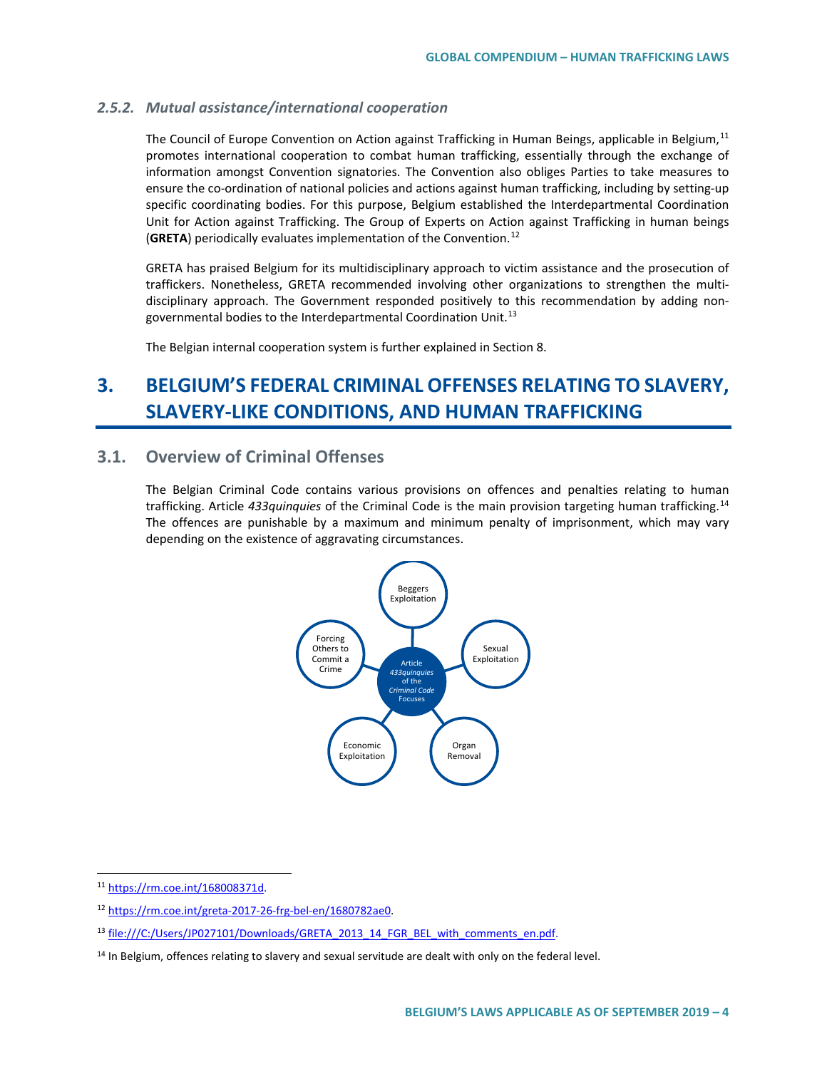### 2.5.2. *Mutual assistance/international cooperation*

The Council of Europe Convention on Action against Trafficking in Human Beings, applicable in Belgium,[11] promotes international cooperation to combat human trafficking, essentially through the exchange of information amongst Convention signatories. The Convention also obliges Parties to take measures to ensure the co-ordination of national policies and actions against human trafficking, including by setting-up specific coordinating bodies. For this purpose, Belgium established the Interdepartmental Coordination Unit for Action against Trafficking. The Group of Experts on Action against Trafficking in human beings (**GRETA**) periodically evaluates implementation of the Convention.[12]

GRETA has praised Belgium for its multidisciplinary approach to victim assistance and the prosecution of traffickers. Nonetheless, GRETA recommended involving other organizations to strengthen the multi-disciplinary approach. The Government responded positively to this recommendation by adding non-governmental bodies to the Interdepartmental Coordination Unit.[13]

The Belgian internal cooperation system is further explained in Section 8.

# 3. BELGIUM'S FEDERAL CRIMINAL OFFENSES RELATING TO SLAVERY, SLAVERY-LIKE CONDITIONS, AND HUMAN TRAFFICKING

## 3.1. Overview of Criminal Offenses

The Belgian Criminal Code contains various provisions on offences and penalties relating to human trafficking. Article *433quinquies* of the Criminal Code is the main provision targeting human trafficking.[14] The offences are punishable by a maximum and minimum penalty of imprisonment, which may vary depending on the existence of aggravating circumstances.

Article *433quinquies* of the *Criminal Code* Focuses:

- Beggers Exploitation
- Sexual Exploitation
- Organ Removal
- Economic Exploitation
- Forcing Others to Commit a Crime

---

[11] https://rm.coe.int/168008371d.

[12] https://rm.coe.int/greta-2017-26-frg-bel-en/1680782ae0.

[13] file:///C:/Users/JP027101/Downloads/GRETA_2013_14_FGR_BEL_with_comments_en.pdf.

[14] In Belgium, offences relating to slavery and sexual servitude are dealt with only on the federal level.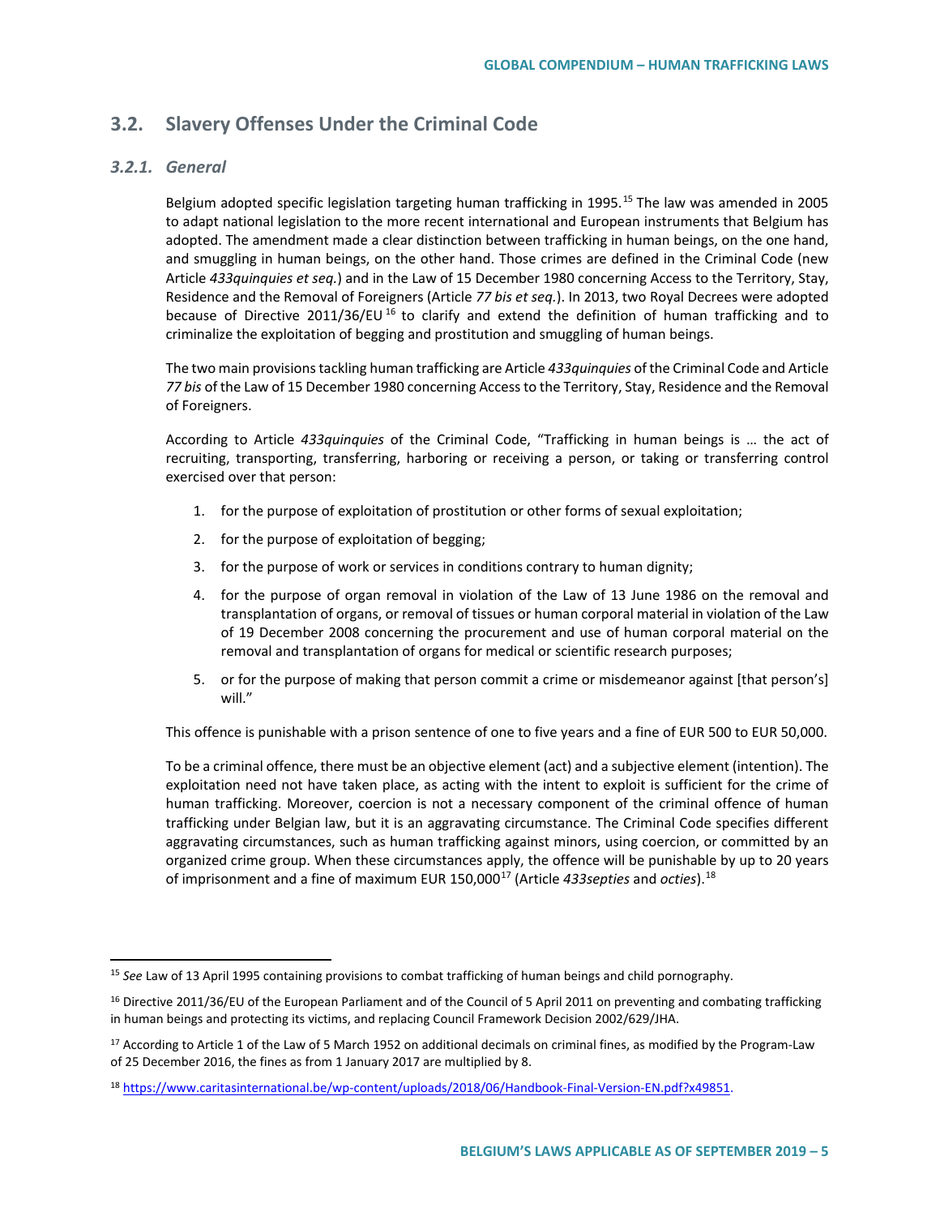## 3.2. Slavery Offenses Under the Criminal Code

### *3.2.1. General*

Belgium adopted specific legislation targeting human trafficking in 1995.[15] The law was amended in 2005 to adapt national legislation to the more recent international and European instruments that Belgium has adopted. The amendment made a clear distinction between trafficking in human beings, on the one hand, and smuggling in human beings, on the other hand. Those crimes are defined in the Criminal Code (new Article *433quinquies et seq.*) and in the Law of 15 December 1980 concerning Access to the Territory, Stay, Residence and the Removal of Foreigners (Article *77 bis et seq.*). In 2013, two Royal Decrees were adopted because of Directive 2011/36/EU[16] to clarify and extend the definition of human trafficking and to criminalize the exploitation of begging and prostitution and smuggling of human beings.

The two main provisions tackling human trafficking are Article *433quinquies* of the Criminal Code and Article *77 bis* of the Law of 15 December 1980 concerning Access to the Territory, Stay, Residence and the Removal of Foreigners.

According to Article *433quinquies* of the Criminal Code, "Trafficking in human beings is … the act of recruiting, transporting, transferring, harboring or receiving a person, or taking or transferring control exercised over that person:

1. for the purpose of exploitation of prostitution or other forms of sexual exploitation;
2. for the purpose of exploitation of begging;
3. for the purpose of work or services in conditions contrary to human dignity;
4. for the purpose of organ removal in violation of the Law of 13 June 1986 on the removal and transplantation of organs, or removal of tissues or human corporal material in violation of the Law of 19 December 2008 concerning the procurement and use of human corporal material on the removal and transplantation of organs for medical or scientific research purposes;
5. or for the purpose of making that person commit a crime or misdemeanor against [that person's] will."

This offence is punishable with a prison sentence of one to five years and a fine of EUR 500 to EUR 50,000.

To be a criminal offence, there must be an objective element (act) and a subjective element (intention). The exploitation need not have taken place, as acting with the intent to exploit is sufficient for the crime of human trafficking. Moreover, coercion is not a necessary component of the criminal offence of human trafficking under Belgian law, but it is an aggravating circumstance. The Criminal Code specifies different aggravating circumstances, such as human trafficking against minors, using coercion, or committed by an organized crime group. When these circumstances apply, the offence will be punishable by up to 20 years of imprisonment and a fine of maximum EUR 150,000[17] (Article *433septies* and *octies*).[18]

---

[15] *See* Law of 13 April 1995 containing provisions to combat trafficking of human beings and child pornography.

[16] Directive 2011/36/EU of the European Parliament and of the Council of 5 April 2011 on preventing and combating trafficking in human beings and protecting its victims, and replacing Council Framework Decision 2002/629/JHA.

[17] According to Article 1 of the Law of 5 March 1952 on additional decimals on criminal fines, as modified by the Program-Law of 25 December 2016, the fines as from 1 January 2017 are multiplied by 8.

[18] https://www.caritasinternational.be/wp-content/uploads/2018/06/Handbook-Final-Version-EN.pdf?x49851.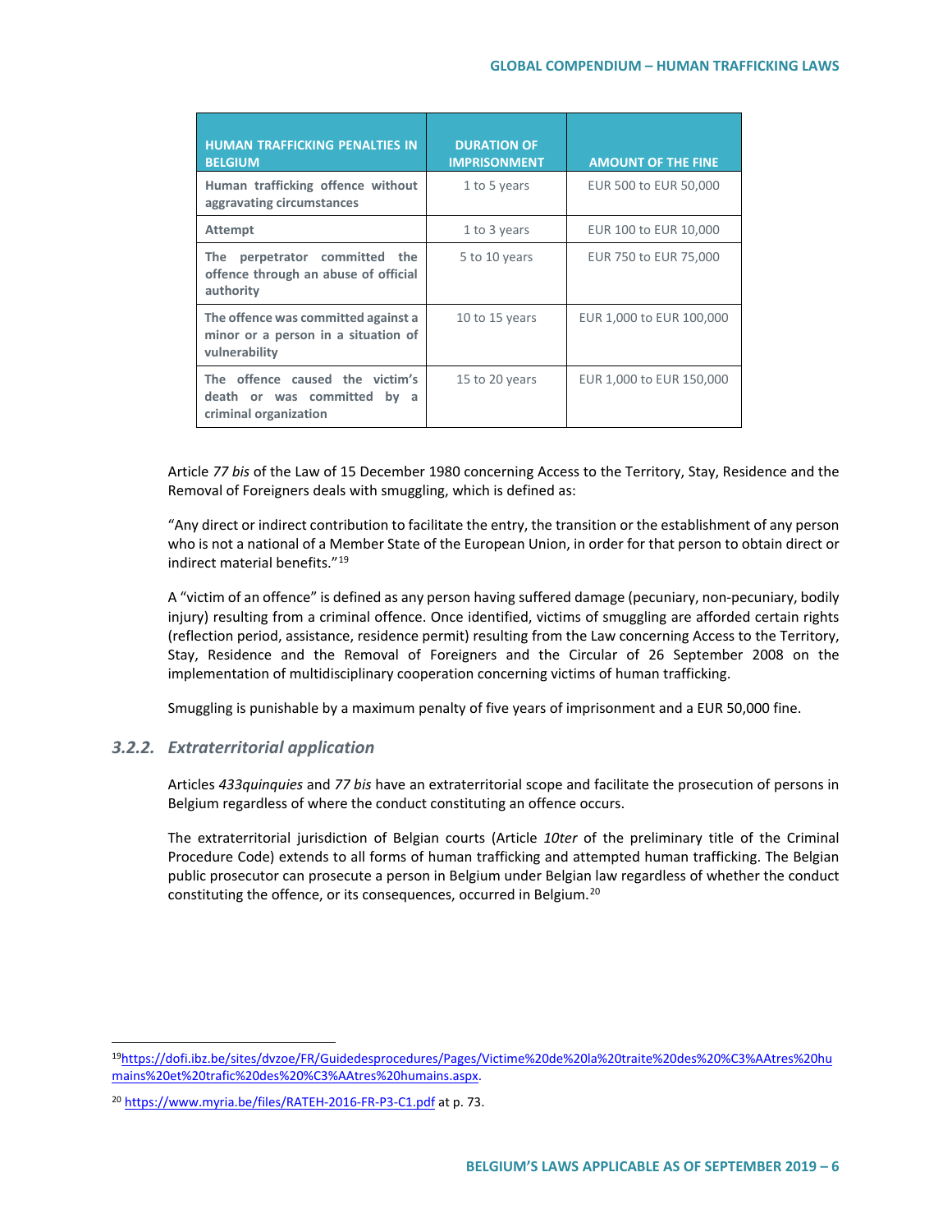| HUMAN TRAFFICKING PENALTIES IN BELGIUM | DURATION OF IMPRISONMENT | AMOUNT OF THE FINE |
|---|---|---|
| **Human trafficking offence without aggravating circumstances** | 1 to 5 years | EUR 500 to EUR 50,000 |
| **Attempt** | 1 to 3 years | EUR 100 to EUR 10,000 |
| **The perpetrator committed the offence through an abuse of official authority** | 5 to 10 years | EUR 750 to EUR 75,000 |
| **The offence was committed against a minor or a person in a situation of vulnerability** | 10 to 15 years | EUR 1,000 to EUR 100,000 |
| **The offence caused the victim's death or was committed by a criminal organization** | 15 to 20 years | EUR 1,000 to EUR 150,000 |

Article *77 bis* of the Law of 15 December 1980 concerning Access to the Territory, Stay, Residence and the Removal of Foreigners deals with smuggling, which is defined as:

"Any direct or indirect contribution to facilitate the entry, the transition or the establishment of any person who is not a national of a Member State of the European Union, in order for that person to obtain direct or indirect material benefits."[19]

A "victim of an offence" is defined as any person having suffered damage (pecuniary, non-pecuniary, bodily injury) resulting from a criminal offence. Once identified, victims of smuggling are afforded certain rights (reflection period, assistance, residence permit) resulting from the Law concerning Access to the Territory, Stay, Residence and the Removal of Foreigners and the Circular of 26 September 2008 on the implementation of multidisciplinary cooperation concerning victims of human trafficking.

Smuggling is punishable by a maximum penalty of five years of imprisonment and a EUR 50,000 fine.

### 3.2.2. *Extraterritorial application*

Articles *433quinquies* and *77 bis* have an extraterritorial scope and facilitate the prosecution of persons in Belgium regardless of where the conduct constituting an offence occurs.

The extraterritorial jurisdiction of Belgian courts (Article *10ter* of the preliminary title of the Criminal Procedure Code) extends to all forms of human trafficking and attempted human trafficking. The Belgian public prosecutor can prosecute a person in Belgium under Belgian law regardless of whether the conduct constituting the offence, or its consequences, occurred in Belgium.[20]

---

[19] https://dofi.ibz.be/sites/dvzoe/FR/Guidedesprocedures/Pages/Victime%20de%20la%20traite%20des%20%C3%AAtres%20humains%20et%20trafic%20des%20%C3%AAtres%20humains.aspx.

[20] https://www.myria.be/files/RATEH-2016-FR-P3-C1.pdf at p. 73.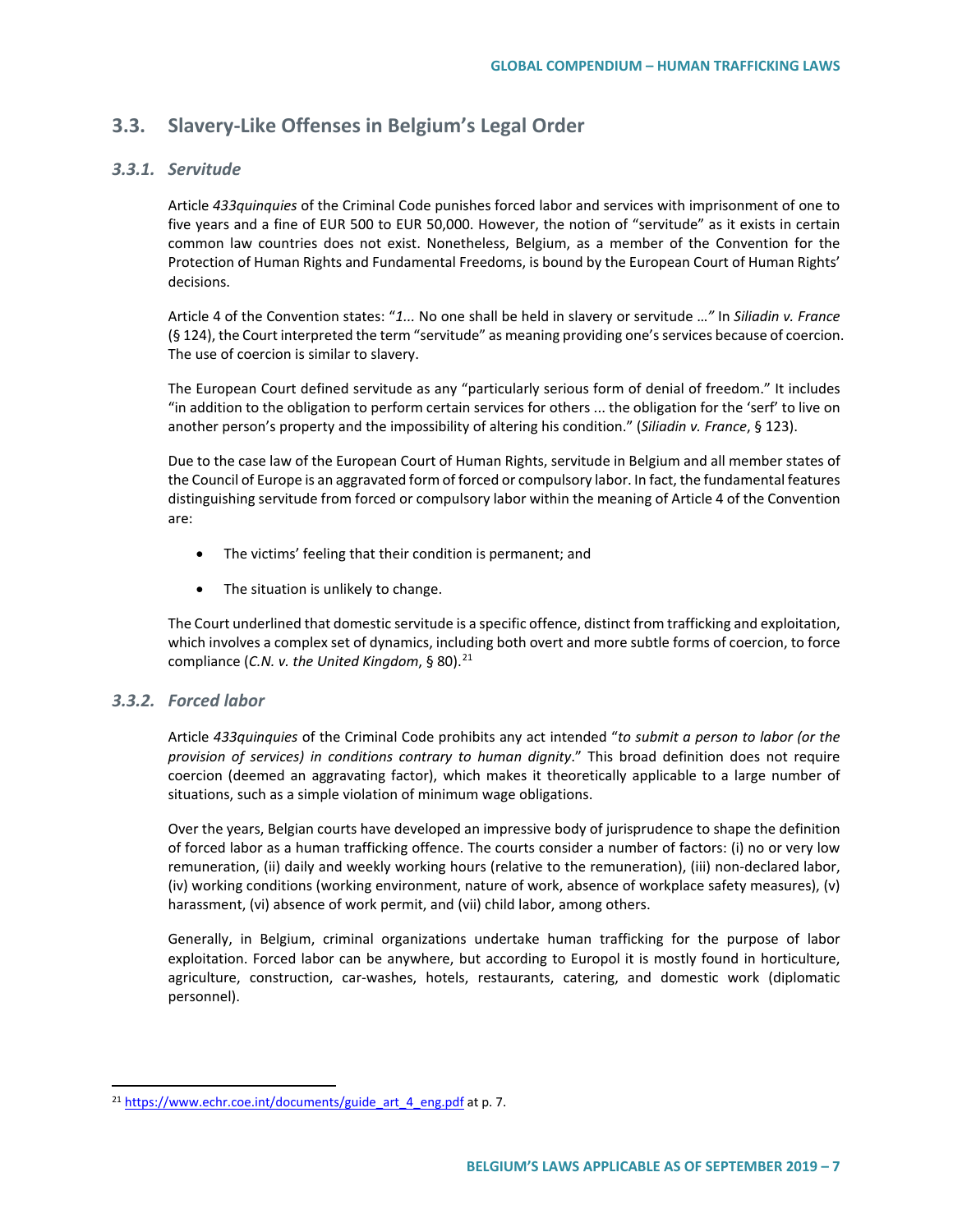## 3.3. Slavery-Like Offenses in Belgium's Legal Order

### *3.3.1. Servitude*

Article *433quinquies* of the Criminal Code punishes forced labor and services with imprisonment of one to five years and a fine of EUR 500 to EUR 50,000. However, the notion of "servitude" as it exists in certain common law countries does not exist. Nonetheless, Belgium, as a member of the Convention for the Protection of Human Rights and Fundamental Freedoms, is bound by the European Court of Human Rights' decisions.

Article 4 of the Convention states: "*1...* No one shall be held in slavery or servitude *...*" In *Siliadin v. France* (§ 124), the Court interpreted the term "servitude" as meaning providing one's services because of coercion. The use of coercion is similar to slavery.

The European Court defined servitude as any "particularly serious form of denial of freedom." It includes "in addition to the obligation to perform certain services for others ... the obligation for the 'serf' to live on another person's property and the impossibility of altering his condition." (*Siliadin v. France*, § 123).

Due to the case law of the European Court of Human Rights, servitude in Belgium and all member states of the Council of Europe is an aggravated form of forced or compulsory labor. In fact, the fundamental features distinguishing servitude from forced or compulsory labor within the meaning of Article 4 of the Convention are:

- The victims' feeling that their condition is permanent; and
- The situation is unlikely to change.

The Court underlined that domestic servitude is a specific offence, distinct from trafficking and exploitation, which involves a complex set of dynamics, including both overt and more subtle forms of coercion, to force compliance (*C.N. v. the United Kingdom*, § 80).[21]

### *3.3.2. Forced labor*

Article *433quinquies* of the Criminal Code prohibits any act intended "*to submit a person to labor (or the provision of services) in conditions contrary to human dignity*." This broad definition does not require coercion (deemed an aggravating factor), which makes it theoretically applicable to a large number of situations, such as a simple violation of minimum wage obligations.

Over the years, Belgian courts have developed an impressive body of jurisprudence to shape the definition of forced labor as a human trafficking offence. The courts consider a number of factors: (i) no or very low remuneration, (ii) daily and weekly working hours (relative to the remuneration), (iii) non-declared labor, (iv) working conditions (working environment, nature of work, absence of workplace safety measures), (v) harassment, (vi) absence of work permit, and (vii) child labor, among others.

Generally, in Belgium, criminal organizations undertake human trafficking for the purpose of labor exploitation. Forced labor can be anywhere, but according to Europol it is mostly found in horticulture, agriculture, construction, car-washes, hotels, restaurants, catering, and domestic work (diplomatic personnel).

---

[21] https://www.echr.coe.int/documents/guide_art_4_eng.pdf at p. 7.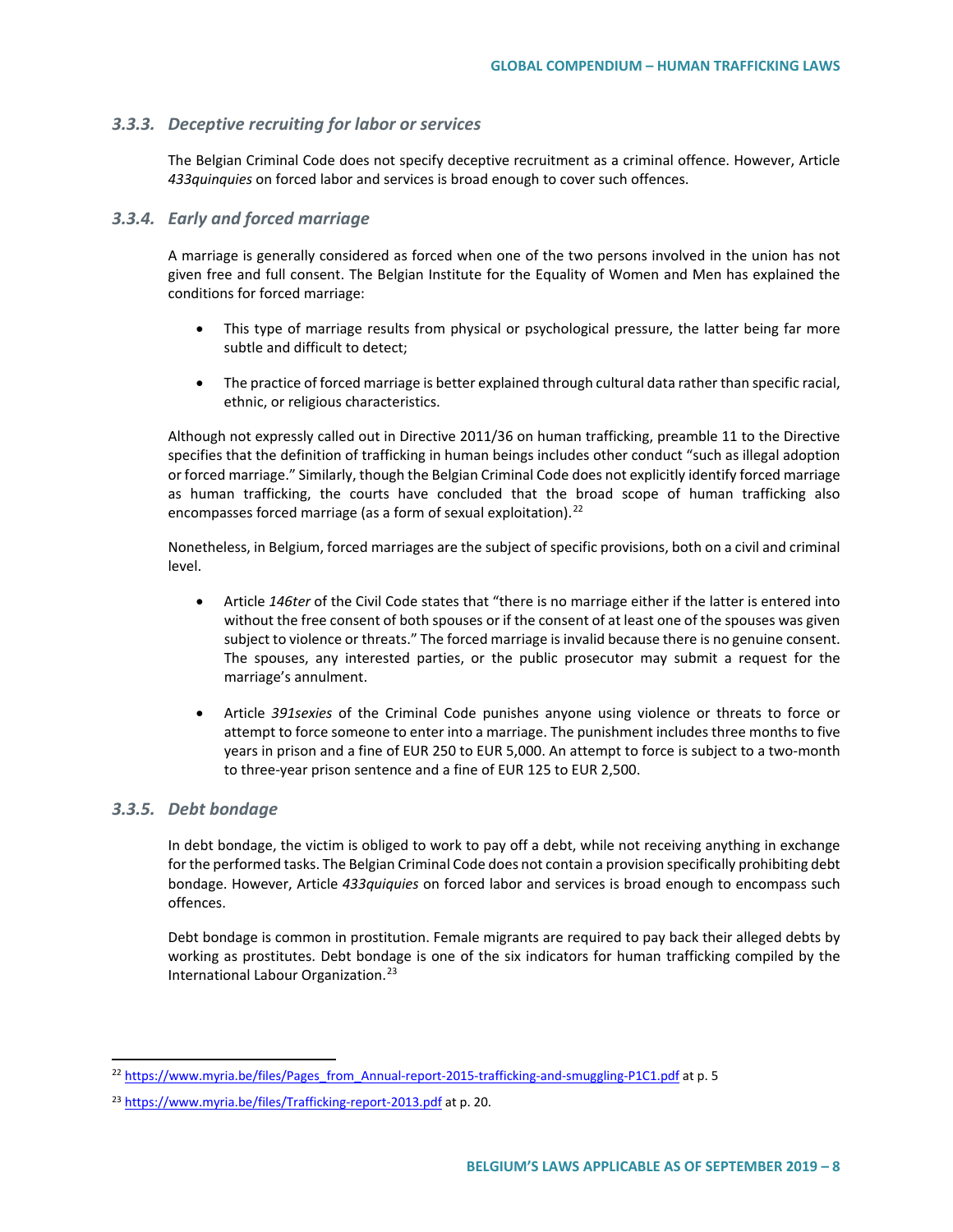### 3.3.3. *Deceptive recruiting for labor or services*

The Belgian Criminal Code does not specify deceptive recruitment as a criminal offence. However, Article *433quinquies* on forced labor and services is broad enough to cover such offences.

### 3.3.4. *Early and forced marriage*

A marriage is generally considered as forced when one of the two persons involved in the union has not given free and full consent. The Belgian Institute for the Equality of Women and Men has explained the conditions for forced marriage:

- This type of marriage results from physical or psychological pressure, the latter being far more subtle and difficult to detect;
- The practice of forced marriage is better explained through cultural data rather than specific racial, ethnic, or religious characteristics.

Although not expressly called out in Directive 2011/36 on human trafficking, preamble 11 to the Directive specifies that the definition of trafficking in human beings includes other conduct "such as illegal adoption or forced marriage." Similarly, though the Belgian Criminal Code does not explicitly identify forced marriage as human trafficking, the courts have concluded that the broad scope of human trafficking also encompasses forced marriage (as a form of sexual exploitation).[22]

Nonetheless, in Belgium, forced marriages are the subject of specific provisions, both on a civil and criminal level.

- Article *146ter* of the Civil Code states that "there is no marriage either if the latter is entered into without the free consent of both spouses or if the consent of at least one of the spouses was given subject to violence or threats." The forced marriage is invalid because there is no genuine consent. The spouses, any interested parties, or the public prosecutor may submit a request for the marriage's annulment.
- Article *391sexies* of the Criminal Code punishes anyone using violence or threats to force or attempt to force someone to enter into a marriage. The punishment includes three months to five years in prison and a fine of EUR 250 to EUR 5,000. An attempt to force is subject to a two-month to three-year prison sentence and a fine of EUR 125 to EUR 2,500.

### 3.3.5. *Debt bondage*

In debt bondage, the victim is obliged to work to pay off a debt, while not receiving anything in exchange for the performed tasks. The Belgian Criminal Code does not contain a provision specifically prohibiting debt bondage. However, Article *433quiquies* on forced labor and services is broad enough to encompass such offences.

Debt bondage is common in prostitution. Female migrants are required to pay back their alleged debts by working as prostitutes. Debt bondage is one of the six indicators for human trafficking compiled by the International Labour Organization.[23]

---

[22] https://www.myria.be/files/Pages_from_Annual-report-2015-trafficking-and-smuggling-P1C1.pdf at p. 5

[23] https://www.myria.be/files/Trafficking-report-2013.pdf at p. 20.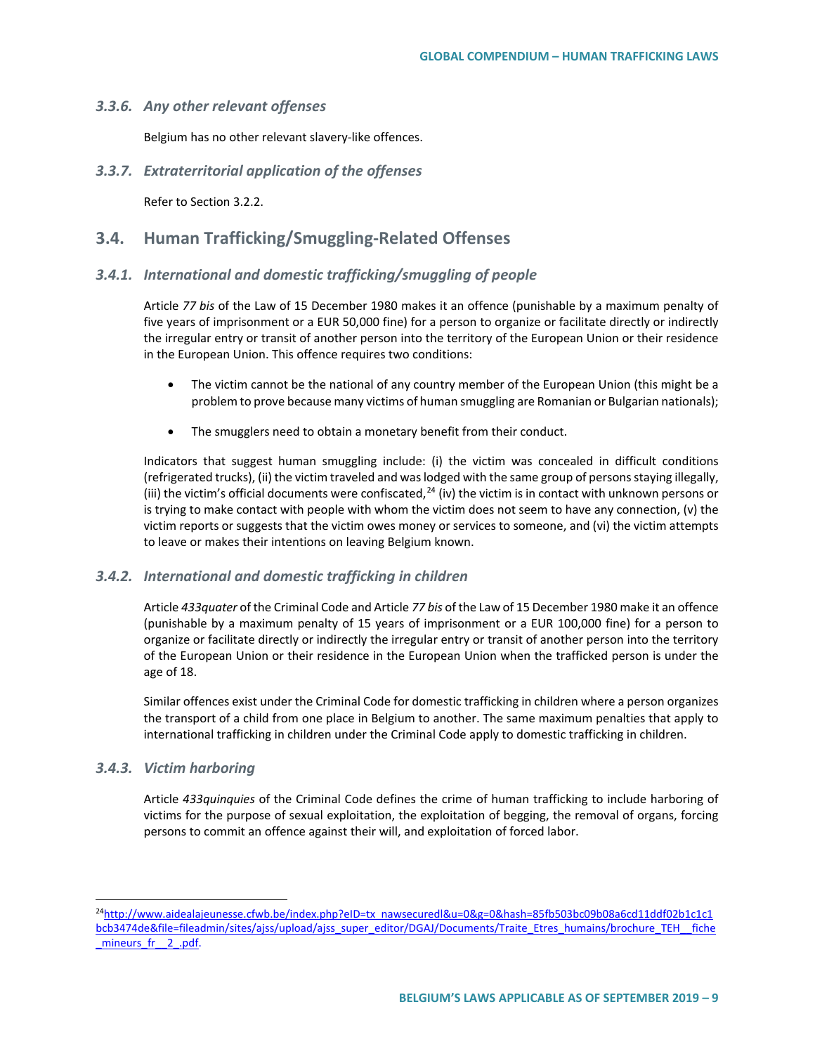### *3.3.6. Any other relevant offenses*

Belgium has no other relevant slavery-like offences.

### *3.3.7. Extraterritorial application of the offenses*

Refer to Section 3.2.2.

## 3.4. Human Trafficking/Smuggling-Related Offenses

### *3.4.1. International and domestic trafficking/smuggling of people*

Article *77 bis* of the Law of 15 December 1980 makes it an offence (punishable by a maximum penalty of five years of imprisonment or a EUR 50,000 fine) for a person to organize or facilitate directly or indirectly the irregular entry or transit of another person into the territory of the European Union or their residence in the European Union. This offence requires two conditions:

- The victim cannot be the national of any country member of the European Union (this might be a problem to prove because many victims of human smuggling are Romanian or Bulgarian nationals);
- The smugglers need to obtain a monetary benefit from their conduct.

Indicators that suggest human smuggling include: (i) the victim was concealed in difficult conditions (refrigerated trucks), (ii) the victim traveled and was lodged with the same group of persons staying illegally, (iii) the victim's official documents were confiscated,[24] (iv) the victim is in contact with unknown persons or is trying to make contact with people with whom the victim does not seem to have any connection, (v) the victim reports or suggests that the victim owes money or services to someone, and (vi) the victim attempts to leave or makes their intentions on leaving Belgium known.

### *3.4.2. International and domestic trafficking in children*

Article *433quater* of the Criminal Code and Article *77 bis* of the Law of 15 December 1980 make it an offence (punishable by a maximum penalty of 15 years of imprisonment or a EUR 100,000 fine) for a person to organize or facilitate directly or indirectly the irregular entry or transit of another person into the territory of the European Union or their residence in the European Union when the trafficked person is under the age of 18.

Similar offences exist under the Criminal Code for domestic trafficking in children where a person organizes the transport of a child from one place in Belgium to another. The same maximum penalties that apply to international trafficking in children under the Criminal Code apply to domestic trafficking in children.

### *3.4.3. Victim harboring*

Article *433quinquies* of the Criminal Code defines the crime of human trafficking to include harboring of victims for the purpose of sexual exploitation, the exploitation of begging, the removal of organs, forcing persons to commit an offence against their will, and exploitation of forced labor.

---

[24] http://www.aidealajeunesse.cfwb.be/index.php?eID=tx_nawsecuredl&u=0&g=0&hash=85fb503bc09b08a6cd11ddf02b1c1c1bcb3474de&file=fileadmin/sites/ajss/upload/ajss_super_editor/DGAJ/Documents/Traite_Etres_humains/brochure_TEH__fiche_mineurs_fr__2_.pdf.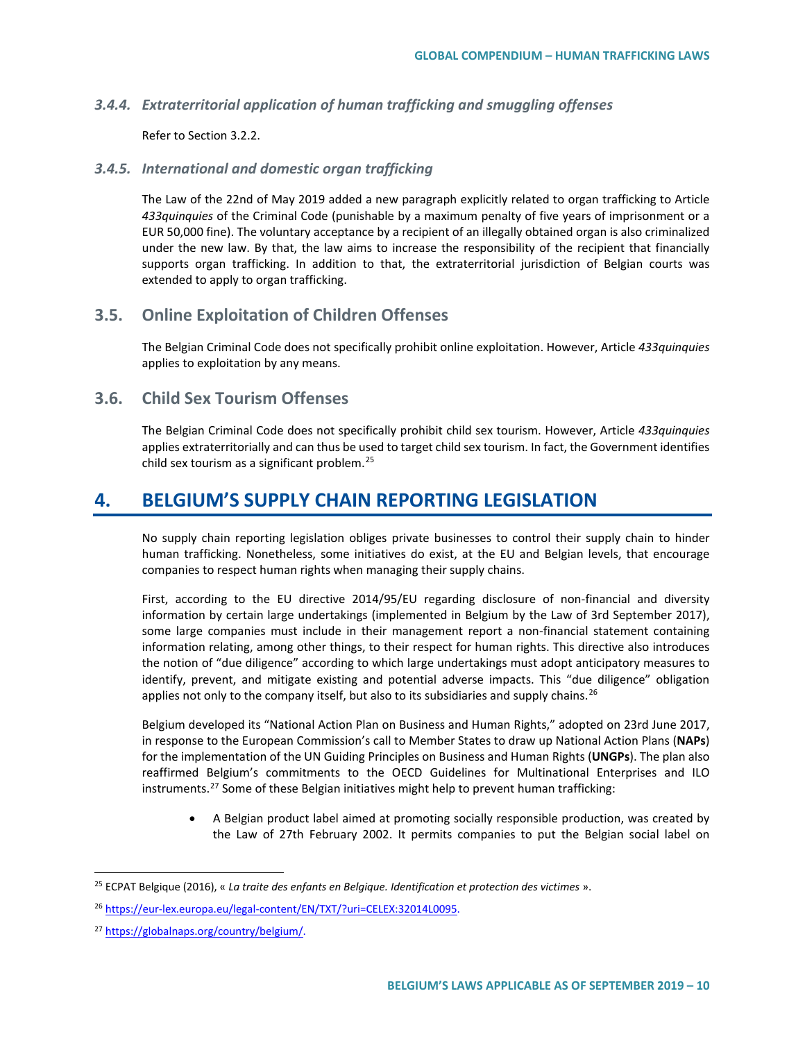### 3.4.4. *Extraterritorial application of human trafficking and smuggling offenses*

Refer to Section 3.2.2.

### 3.4.5. *International and domestic organ trafficking*

The Law of the 22nd of May 2019 added a new paragraph explicitly related to organ trafficking to Article *433quinquies* of the Criminal Code (punishable by a maximum penalty of five years of imprisonment or a EUR 50,000 fine). The voluntary acceptance by a recipient of an illegally obtained organ is also criminalized under the new law. By that, the law aims to increase the responsibility of the recipient that financially supports organ trafficking. In addition to that, the extraterritorial jurisdiction of Belgian courts was extended to apply to organ trafficking.

## 3.5. Online Exploitation of Children Offenses

The Belgian Criminal Code does not specifically prohibit online exploitation. However, Article *433quinquies* applies to exploitation by any means.

## 3.6. Child Sex Tourism Offenses

The Belgian Criminal Code does not specifically prohibit child sex tourism. However, Article *433quinquies* applies extraterritorially and can thus be used to target child sex tourism. In fact, the Government identifies child sex tourism as a significant problem.[25]

# 4. BELGIUM'S SUPPLY CHAIN REPORTING LEGISLATION

No supply chain reporting legislation obliges private businesses to control their supply chain to hinder human trafficking. Nonetheless, some initiatives do exist, at the EU and Belgian levels, that encourage companies to respect human rights when managing their supply chains.

First, according to the EU directive 2014/95/EU regarding disclosure of non-financial and diversity information by certain large undertakings (implemented in Belgium by the Law of 3rd September 2017), some large companies must include in their management report a non-financial statement containing information relating, among other things, to their respect for human rights. This directive also introduces the notion of "due diligence" according to which large undertakings must adopt anticipatory measures to identify, prevent, and mitigate existing and potential adverse impacts. This "due diligence" obligation applies not only to the company itself, but also to its subsidiaries and supply chains.[26]

Belgium developed its "National Action Plan on Business and Human Rights," adopted on 23rd June 2017, in response to the European Commission's call to Member States to draw up National Action Plans (**NAPs**) for the implementation of the UN Guiding Principles on Business and Human Rights (**UNGPs**). The plan also reaffirmed Belgium's commitments to the OECD Guidelines for Multinational Enterprises and ILO instruments.[27] Some of these Belgian initiatives might help to prevent human trafficking:

- A Belgian product label aimed at promoting socially responsible production, was created by the Law of 27th February 2002. It permits companies to put the Belgian social label on

---

[25] ECPAT Belgique (2016), « *La traite des enfants en Belgique. Identification et protection des victimes* ».

[26] https://eur-lex.europa.eu/legal-content/EN/TXT/?uri=CELEX:32014L0095.

[27] https://globalnaps.org/country/belgium/.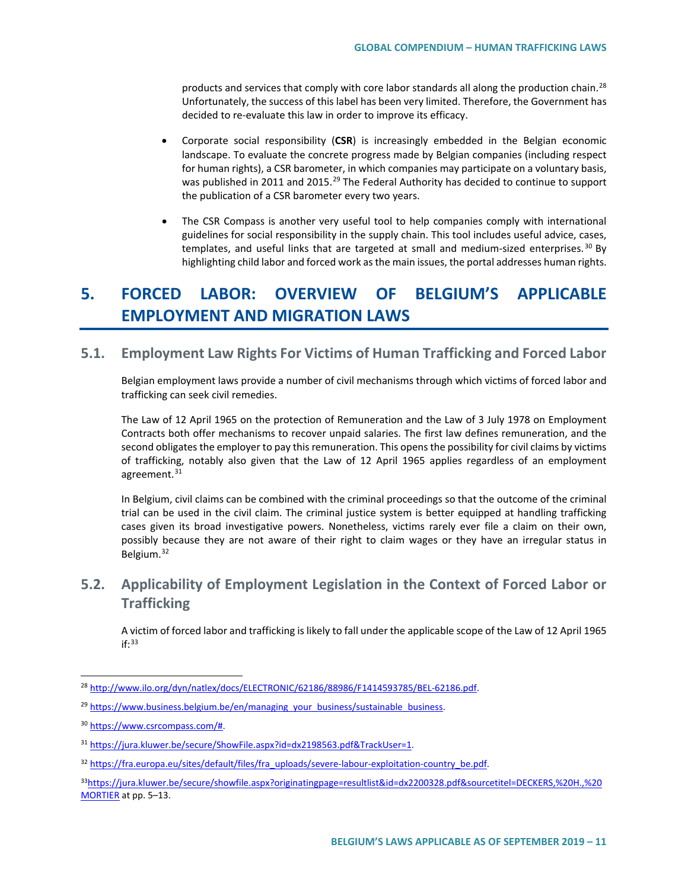products and services that comply with core labor standards all along the production chain.[28] Unfortunately, the success of this label has been very limited. Therefore, the Government has decided to re-evaluate this law in order to improve its efficacy.

- Corporate social responsibility (**CSR**) is increasingly embedded in the Belgian economic landscape. To evaluate the concrete progress made by Belgian companies (including respect for human rights), a CSR barometer, in which companies may participate on a voluntary basis, was published in 2011 and 2015.[29] The Federal Authority has decided to continue to support the publication of a CSR barometer every two years.

- The CSR Compass is another very useful tool to help companies comply with international guidelines for social responsibility in the supply chain. This tool includes useful advice, cases, templates, and useful links that are targeted at small and medium-sized enterprises.[30] By highlighting child labor and forced work as the main issues, the portal addresses human rights.

# 5. FORCED LABOR: OVERVIEW OF BELGIUM'S APPLICABLE EMPLOYMENT AND MIGRATION LAWS

## 5.1. Employment Law Rights For Victims of Human Trafficking and Forced Labor

Belgian employment laws provide a number of civil mechanisms through which victims of forced labor and trafficking can seek civil remedies.

The Law of 12 April 1965 on the protection of Remuneration and the Law of 3 July 1978 on Employment Contracts both offer mechanisms to recover unpaid salaries. The first law defines remuneration, and the second obligates the employer to pay this remuneration. This opens the possibility for civil claims by victims of trafficking, notably also given that the Law of 12 April 1965 applies regardless of an employment agreement.[31]

In Belgium, civil claims can be combined with the criminal proceedings so that the outcome of the criminal trial can be used in the civil claim. The criminal justice system is better equipped at handling trafficking cases given its broad investigative powers. Nonetheless, victims rarely ever file a claim on their own, possibly because they are not aware of their right to claim wages or they have an irregular status in Belgium.[32]

## 5.2. Applicability of Employment Legislation in the Context of Forced Labor or Trafficking

A victim of forced labor and trafficking is likely to fall under the applicable scope of the Law of 12 April 1965 if:[33]

---

[28] http://www.ilo.org/dyn/natlex/docs/ELECTRONIC/62186/88986/F1414593785/BEL-62186.pdf.

[29] https://www.business.belgium.be/en/managing_your_business/sustainable_business.

[30] https://www.csrcompass.com/#.

[31] https://jura.kluwer.be/secure/ShowFile.aspx?id=dx2198563.pdf&TrackUser=1.

[32] https://fra.europa.eu/sites/default/files/fra_uploads/severe-labour-exploitation-country_be.pdf.

[33] https://jura.kluwer.be/secure/showfile.aspx?originatingpage=resultlist&id=dx2200328.pdf&sourcetitel=DECKERS,%20H.,%20MORTIER at pp. 5–13.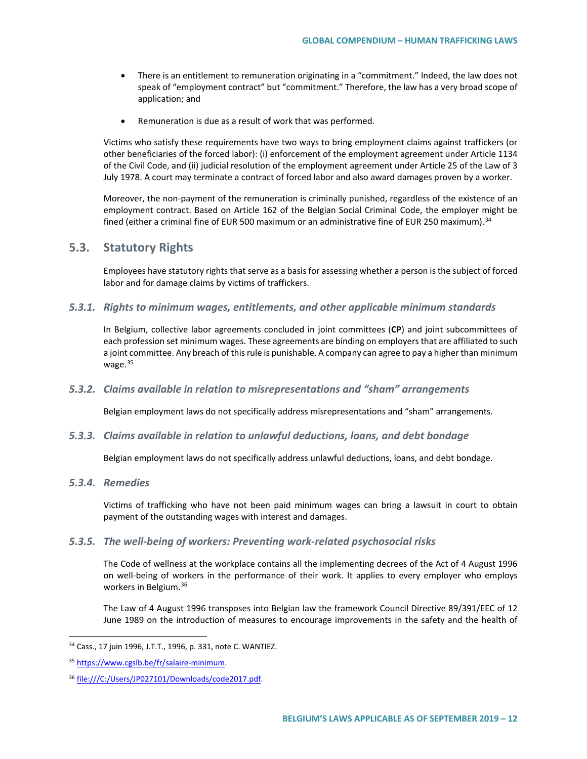- There is an entitlement to remuneration originating in a "commitment." Indeed, the law does not speak of "employment contract" but "commitment." Therefore, the law has a very broad scope of application; and

- Remuneration is due as a result of work that was performed.

Victims who satisfy these requirements have two ways to bring employment claims against traffickers (or other beneficiaries of the forced labor): (i) enforcement of the employment agreement under Article 1134 of the Civil Code, and (ii) judicial resolution of the employment agreement under Article 25 of the Law of 3 July 1978. A court may terminate a contract of forced labor and also award damages proven by a worker.

Moreover, the non-payment of the remuneration is criminally punished, regardless of the existence of an employment contract. Based on Article 162 of the Belgian Social Criminal Code, the employer might be fined (either a criminal fine of EUR 500 maximum or an administrative fine of EUR 250 maximum).[34]

## 5.3. Statutory Rights

Employees have statutory rights that serve as a basis for assessing whether a person is the subject of forced labor and for damage claims by victims of traffickers.

### *5.3.1. Rights to minimum wages, entitlements, and other applicable minimum standards*

In Belgium, collective labor agreements concluded in joint committees (**CP**) and joint subcommittees of each profession set minimum wages. These agreements are binding on employers that are affiliated to such a joint committee. Any breach of this rule is punishable. A company can agree to pay a higher than minimum wage.[35]

### *5.3.2. Claims available in relation to misrepresentations and "sham" arrangements*

Belgian employment laws do not specifically address misrepresentations and "sham" arrangements.

### *5.3.3. Claims available in relation to unlawful deductions, loans, and debt bondage*

Belgian employment laws do not specifically address unlawful deductions, loans, and debt bondage.

### *5.3.4. Remedies*

Victims of trafficking who have not been paid minimum wages can bring a lawsuit in court to obtain payment of the outstanding wages with interest and damages.

### *5.3.5. The well-being of workers: Preventing work-related psychosocial risks*

The Code of wellness at the workplace contains all the implementing decrees of the Act of 4 August 1996 on well-being of workers in the performance of their work. It applies to every employer who employs workers in Belgium.[36]

The Law of 4 August 1996 transposes into Belgian law the framework Council Directive 89/391/EEC of 12 June 1989 on the introduction of measures to encourage improvements in the safety and the health of

---

[34] Cass., 17 juin 1996, J.T.T., 1996, p. 331, note C. WANTIEZ.

[35] https://www.cgslb.be/fr/salaire-minimum.

[36] file:///C:/Users/JP027101/Downloads/code2017.pdf.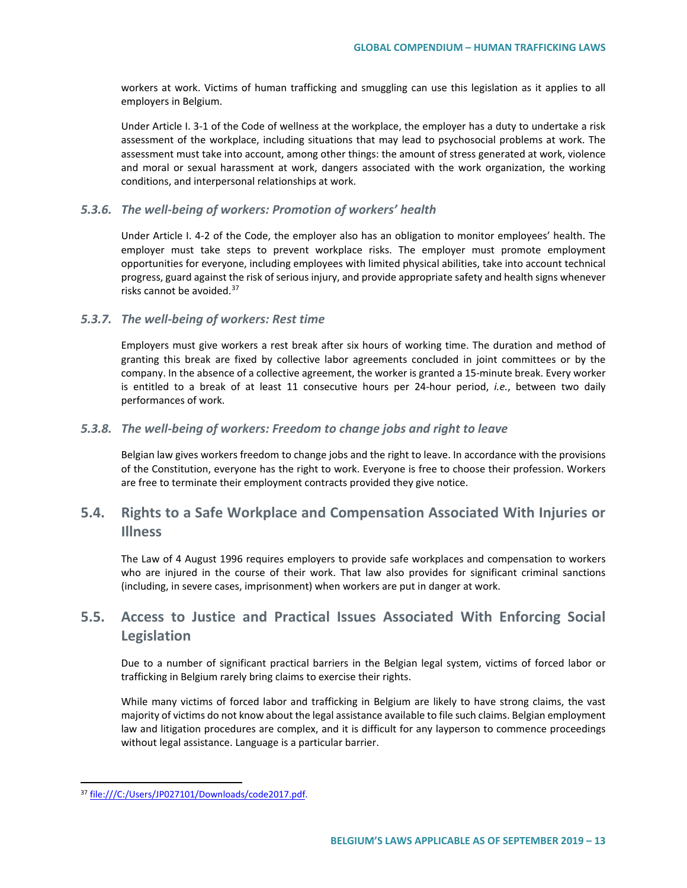workers at work. Victims of human trafficking and smuggling can use this legislation as it applies to all employers in Belgium.

Under Article I. 3-1 of the Code of wellness at the workplace, the employer has a duty to undertake a risk assessment of the workplace, including situations that may lead to psychosocial problems at work. The assessment must take into account, among other things: the amount of stress generated at work, violence and moral or sexual harassment at work, dangers associated with the work organization, the working conditions, and interpersonal relationships at work.

### *5.3.6. The well-being of workers: Promotion of workers' health*

Under Article I. 4-2 of the Code, the employer also has an obligation to monitor employees' health. The employer must take steps to prevent workplace risks. The employer must promote employment opportunities for everyone, including employees with limited physical abilities, take into account technical progress, guard against the risk of serious injury, and provide appropriate safety and health signs whenever risks cannot be avoided.[37]

### *5.3.7. The well-being of workers: Rest time*

Employers must give workers a rest break after six hours of working time. The duration and method of granting this break are fixed by collective labor agreements concluded in joint committees or by the company. In the absence of a collective agreement, the worker is granted a 15-minute break. Every worker is entitled to a break of at least 11 consecutive hours per 24-hour period, *i.e.*, between two daily performances of work.

### *5.3.8. The well-being of workers: Freedom to change jobs and right to leave*

Belgian law gives workers freedom to change jobs and the right to leave. In accordance with the provisions of the Constitution, everyone has the right to work. Everyone is free to choose their profession. Workers are free to terminate their employment contracts provided they give notice.

## 5.4. Rights to a Safe Workplace and Compensation Associated With Injuries or Illness

The Law of 4 August 1996 requires employers to provide safe workplaces and compensation to workers who are injured in the course of their work. That law also provides for significant criminal sanctions (including, in severe cases, imprisonment) when workers are put in danger at work.

## 5.5. Access to Justice and Practical Issues Associated With Enforcing Social Legislation

Due to a number of significant practical barriers in the Belgian legal system, victims of forced labor or trafficking in Belgium rarely bring claims to exercise their rights.

While many victims of forced labor and trafficking in Belgium are likely to have strong claims, the vast majority of victims do not know about the legal assistance available to file such claims. Belgian employment law and litigation procedures are complex, and it is difficult for any layperson to commence proceedings without legal assistance. Language is a particular barrier.

---

[37] file:///C:/Users/JP027101/Downloads/code2017.pdf.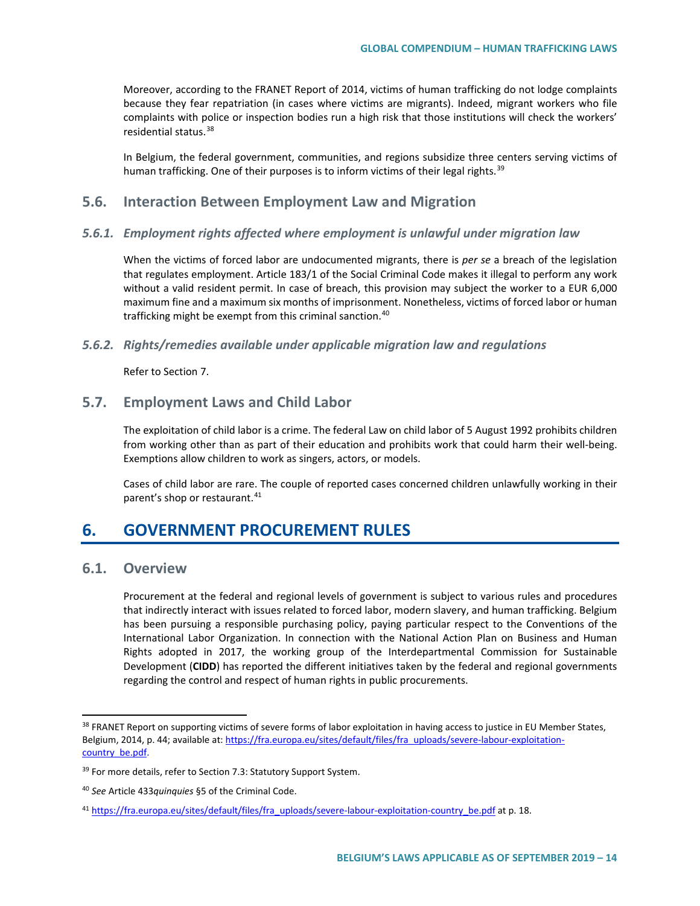Moreover, according to the FRANET Report of 2014, victims of human trafficking do not lodge complaints because they fear repatriation (in cases where victims are migrants). Indeed, migrant workers who file complaints with police or inspection bodies run a high risk that those institutions will check the workers' residential status.[38]

In Belgium, the federal government, communities, and regions subsidize three centers serving victims of human trafficking. One of their purposes is to inform victims of their legal rights.[39]

## 5.6. Interaction Between Employment Law and Migration

### *5.6.1. Employment rights affected where employment is unlawful under migration law*

When the victims of forced labor are undocumented migrants, there is *per se* a breach of the legislation that regulates employment. Article 183/1 of the Social Criminal Code makes it illegal to perform any work without a valid resident permit. In case of breach, this provision may subject the worker to a EUR 6,000 maximum fine and a maximum six months of imprisonment. Nonetheless, victims of forced labor or human trafficking might be exempt from this criminal sanction.[40]

### *5.6.2. Rights/remedies available under applicable migration law and regulations*

Refer to Section 7.

## 5.7. Employment Laws and Child Labor

The exploitation of child labor is a crime. The federal Law on child labor of 5 August 1992 prohibits children from working other than as part of their education and prohibits work that could harm their well-being. Exemptions allow children to work as singers, actors, or models.

Cases of child labor are rare. The couple of reported cases concerned children unlawfully working in their parent's shop or restaurant.[41]

# 6. GOVERNMENT PROCUREMENT RULES

## 6.1. Overview

Procurement at the federal and regional levels of government is subject to various rules and procedures that indirectly interact with issues related to forced labor, modern slavery, and human trafficking. Belgium has been pursuing a responsible purchasing policy, paying particular respect to the Conventions of the International Labor Organization. In connection with the National Action Plan on Business and Human Rights adopted in 2017, the working group of the Interdepartmental Commission for Sustainable Development (**CIDD**) has reported the different initiatives taken by the federal and regional governments regarding the control and respect of human rights in public procurements.

---

[38] FRANET Report on supporting victims of severe forms of labor exploitation in having access to justice in EU Member States, Belgium, 2014, p. 44; available at: https://fra.europa.eu/sites/default/files/fra_uploads/severe-labour-exploitation-country_be.pdf.

[39] For more details, refer to Section 7.3: Statutory Support System.

[40] *See* Article 433*quinquies* §5 of the Criminal Code.

[41] https://fra.europa.eu/sites/default/files/fra_uploads/severe-labour-exploitation-country_be.pdf at p. 18.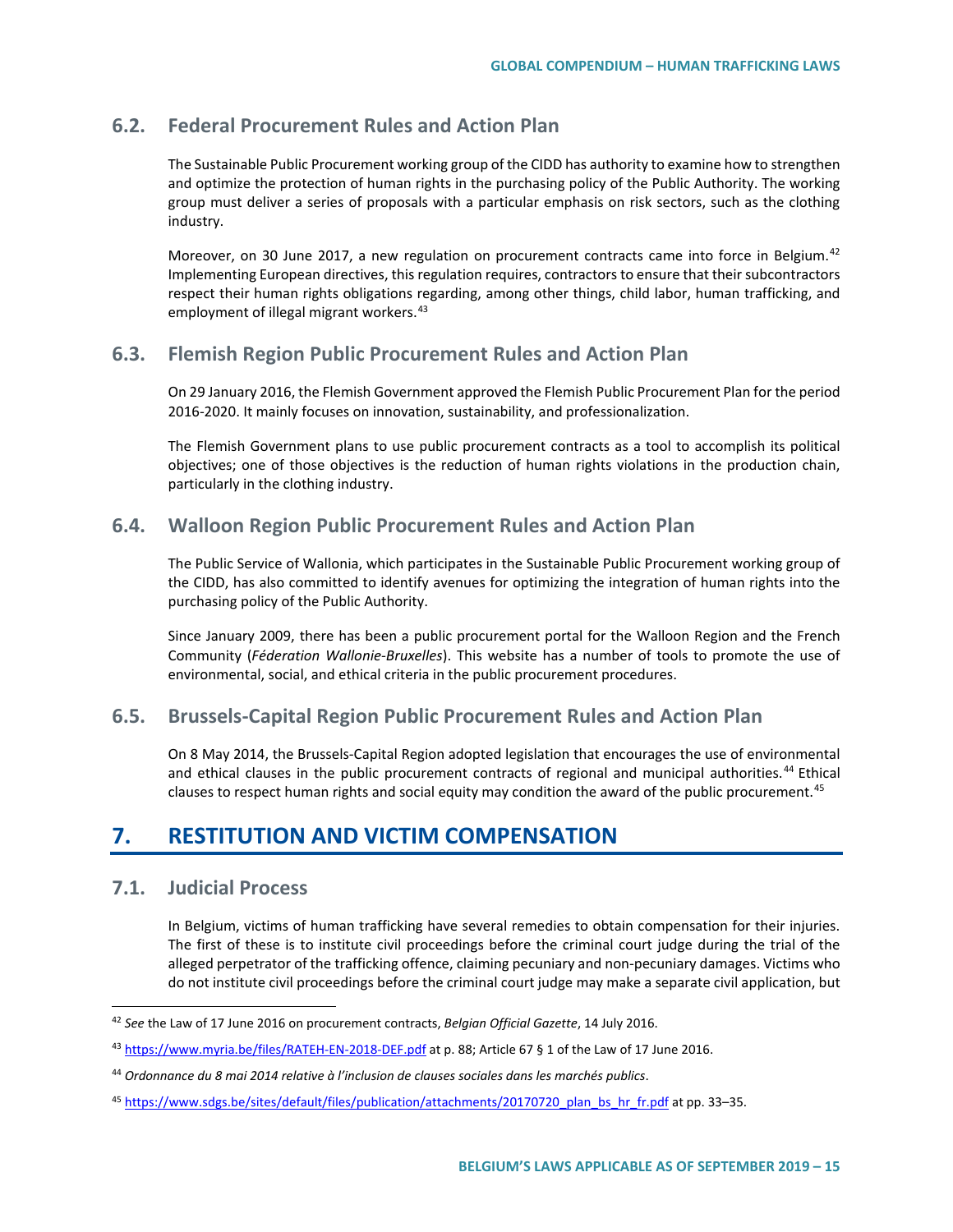### 6.2. Federal Procurement Rules and Action Plan

The Sustainable Public Procurement working group of the CIDD has authority to examine how to strengthen and optimize the protection of human rights in the purchasing policy of the Public Authority. The working group must deliver a series of proposals with a particular emphasis on risk sectors, such as the clothing industry.

Moreover, on 30 June 2017, a new regulation on procurement contracts came into force in Belgium.[42] Implementing European directives, this regulation requires, contractors to ensure that their subcontractors respect their human rights obligations regarding, among other things, child labor, human trafficking, and employment of illegal migrant workers.[43]

### 6.3. Flemish Region Public Procurement Rules and Action Plan

On 29 January 2016, the Flemish Government approved the Flemish Public Procurement Plan for the period 2016-2020. It mainly focuses on innovation, sustainability, and professionalization.

The Flemish Government plans to use public procurement contracts as a tool to accomplish its political objectives; one of those objectives is the reduction of human rights violations in the production chain, particularly in the clothing industry.

### 6.4. Walloon Region Public Procurement Rules and Action Plan

The Public Service of Wallonia, which participates in the Sustainable Public Procurement working group of the CIDD, has also committed to identify avenues for optimizing the integration of human rights into the purchasing policy of the Public Authority.

Since January 2009, there has been a public procurement portal for the Walloon Region and the French Community (*Féderation Wallonie-Bruxelles*). This website has a number of tools to promote the use of environmental, social, and ethical criteria in the public procurement procedures.

### 6.5. Brussels-Capital Region Public Procurement Rules and Action Plan

On 8 May 2014, the Brussels-Capital Region adopted legislation that encourages the use of environmental and ethical clauses in the public procurement contracts of regional and municipal authorities.[44] Ethical clauses to respect human rights and social equity may condition the award of the public procurement.[45]

## 7. RESTITUTION AND VICTIM COMPENSATION

### 7.1. Judicial Process

In Belgium, victims of human trafficking have several remedies to obtain compensation for their injuries. The first of these is to institute civil proceedings before the criminal court judge during the trial of the alleged perpetrator of the trafficking offence, claiming pecuniary and non-pecuniary damages. Victims who do not institute civil proceedings before the criminal court judge may make a separate civil application, but

---

[42] *See* the Law of 17 June 2016 on procurement contracts, *Belgian Official Gazette*, 14 July 2016.

[43] https://www.myria.be/files/RATEH-EN-2018-DEF.pdf at p. 88; Article 67 § 1 of the Law of 17 June 2016.

[44] *Ordonnance du 8 mai 2014 relative à l'inclusion de clauses sociales dans les marchés publics*.

[45] https://www.sdgs.be/sites/default/files/publication/attachments/20170720_plan_bs_hr_fr.pdf at pp. 33–35.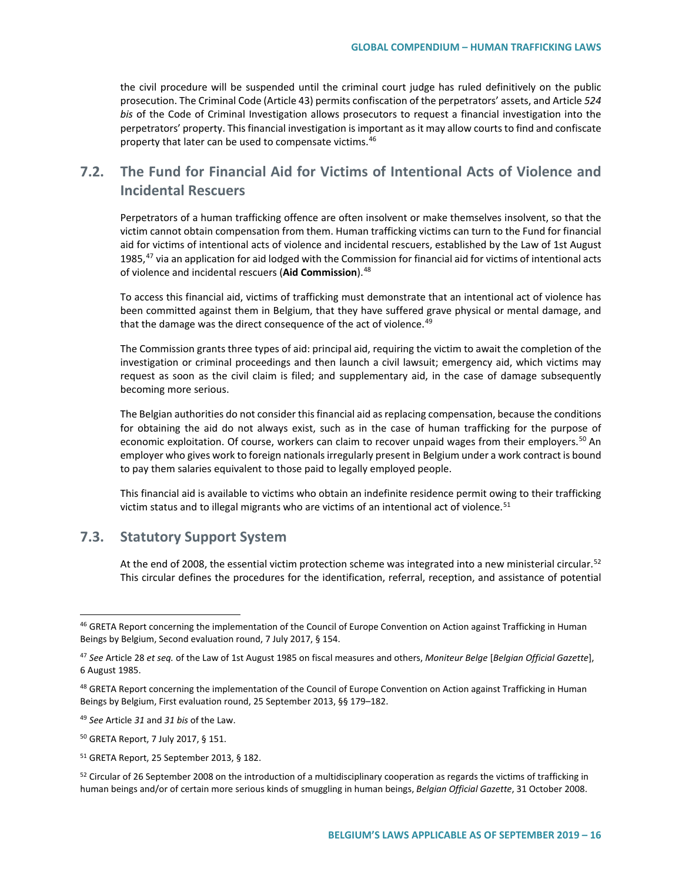the civil procedure will be suspended until the criminal court judge has ruled definitively on the public prosecution. The Criminal Code (Article 43) permits confiscation of the perpetrators' assets, and Article *524 bis* of the Code of Criminal Investigation allows prosecutors to request a financial investigation into the perpetrators' property. This financial investigation is important as it may allow courts to find and confiscate property that later can be used to compensate victims.[46]

## 7.2. The Fund for Financial Aid for Victims of Intentional Acts of Violence and Incidental Rescuers

Perpetrators of a human trafficking offence are often insolvent or make themselves insolvent, so that the victim cannot obtain compensation from them. Human trafficking victims can turn to the Fund for financial aid for victims of intentional acts of violence and incidental rescuers, established by the Law of 1st August 1985,[47] via an application for aid lodged with the Commission for financial aid for victims of intentional acts of violence and incidental rescuers (**Aid Commission**).[48]

To access this financial aid, victims of trafficking must demonstrate that an intentional act of violence has been committed against them in Belgium, that they have suffered grave physical or mental damage, and that the damage was the direct consequence of the act of violence.[49]

The Commission grants three types of aid: principal aid, requiring the victim to await the completion of the investigation or criminal proceedings and then launch a civil lawsuit; emergency aid, which victims may request as soon as the civil claim is filed; and supplementary aid, in the case of damage subsequently becoming more serious.

The Belgian authorities do not consider this financial aid as replacing compensation, because the conditions for obtaining the aid do not always exist, such as in the case of human trafficking for the purpose of economic exploitation. Of course, workers can claim to recover unpaid wages from their employers.[50] An employer who gives work to foreign nationals irregularly present in Belgium under a work contract is bound to pay them salaries equivalent to those paid to legally employed people.

This financial aid is available to victims who obtain an indefinite residence permit owing to their trafficking victim status and to illegal migrants who are victims of an intentional act of violence.[51]

## 7.3. Statutory Support System

At the end of 2008, the essential victim protection scheme was integrated into a new ministerial circular.[52] This circular defines the procedures for the identification, referral, reception, and assistance of potential

---

[46] GRETA Report concerning the implementation of the Council of Europe Convention on Action against Trafficking in Human Beings by Belgium, Second evaluation round, 7 July 2017, § 154.

[47] *See* Article 28 *et seq.* of the Law of 1st August 1985 on fiscal measures and others, *Moniteur Belge* [*Belgian Official Gazette*], 6 August 1985.

[48] GRETA Report concerning the implementation of the Council of Europe Convention on Action against Trafficking in Human Beings by Belgium, First evaluation round, 25 September 2013, §§ 179–182.

[49] *See* Article *31* and *31 bis* of the Law.

[50] GRETA Report, 7 July 2017, § 151.

[51] GRETA Report, 25 September 2013, § 182.

[52] Circular of 26 September 2008 on the introduction of a multidisciplinary cooperation as regards the victims of trafficking in human beings and/or of certain more serious kinds of smuggling in human beings, *Belgian Official Gazette*, 31 October 2008.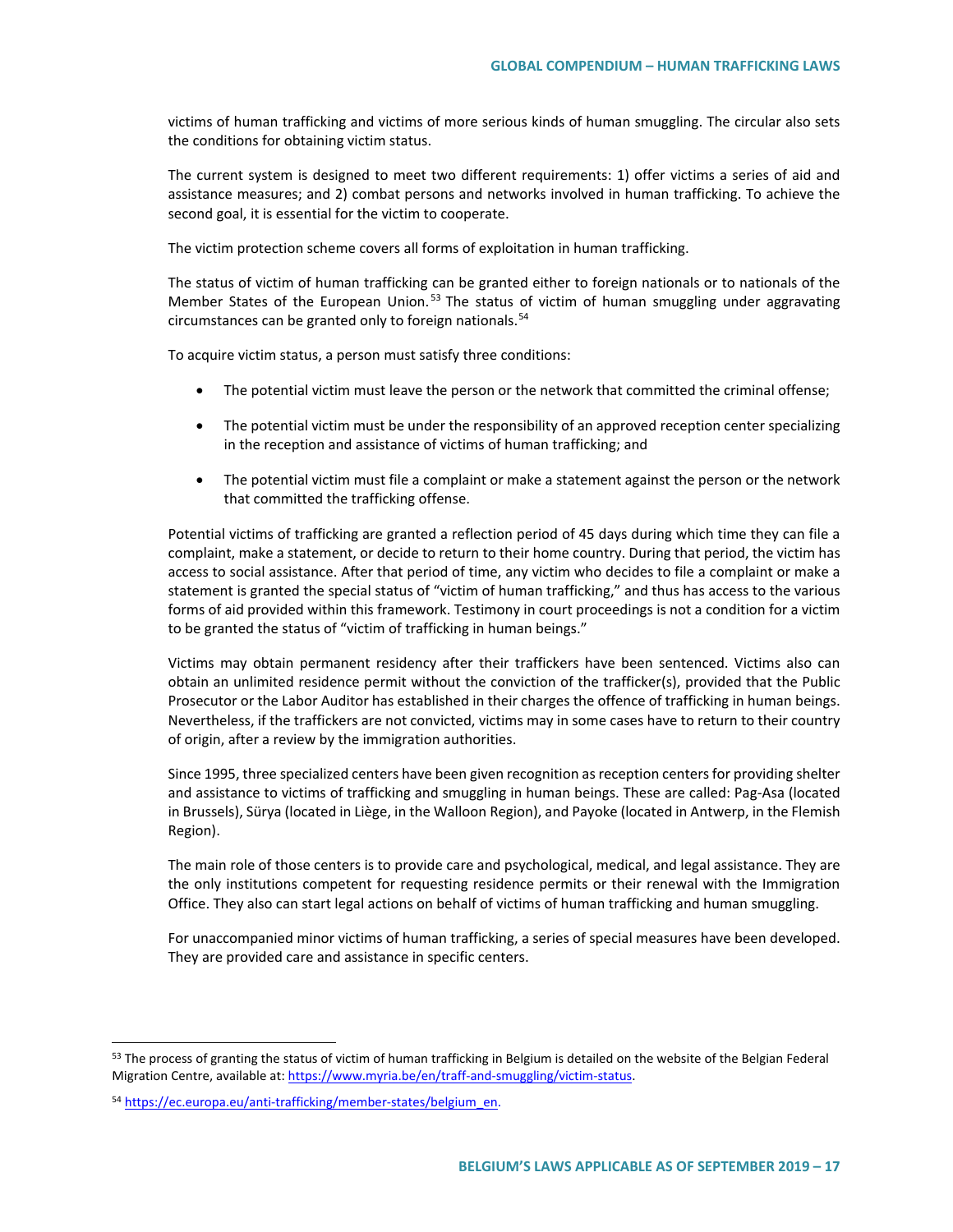victims of human trafficking and victims of more serious kinds of human smuggling. The circular also sets the conditions for obtaining victim status.

The current system is designed to meet two different requirements: 1) offer victims a series of aid and assistance measures; and 2) combat persons and networks involved in human trafficking. To achieve the second goal, it is essential for the victim to cooperate.

The victim protection scheme covers all forms of exploitation in human trafficking.

The status of victim of human trafficking can be granted either to foreign nationals or to nationals of the Member States of the European Union.[53] The status of victim of human smuggling under aggravating circumstances can be granted only to foreign nationals.[54]

To acquire victim status, a person must satisfy three conditions:

- The potential victim must leave the person or the network that committed the criminal offense;
- The potential victim must be under the responsibility of an approved reception center specializing in the reception and assistance of victims of human trafficking; and
- The potential victim must file a complaint or make a statement against the person or the network that committed the trafficking offense.

Potential victims of trafficking are granted a reflection period of 45 days during which time they can file a complaint, make a statement, or decide to return to their home country. During that period, the victim has access to social assistance. After that period of time, any victim who decides to file a complaint or make a statement is granted the special status of "victim of human trafficking," and thus has access to the various forms of aid provided within this framework. Testimony in court proceedings is not a condition for a victim to be granted the status of "victim of trafficking in human beings."

Victims may obtain permanent residency after their traffickers have been sentenced. Victims also can obtain an unlimited residence permit without the conviction of the trafficker(s), provided that the Public Prosecutor or the Labor Auditor has established in their charges the offence of trafficking in human beings. Nevertheless, if the traffickers are not convicted, victims may in some cases have to return to their country of origin, after a review by the immigration authorities.

Since 1995, three specialized centers have been given recognition as reception centers for providing shelter and assistance to victims of trafficking and smuggling in human beings. These are called: Pag-Asa (located in Brussels), Sürya (located in Liège, in the Walloon Region), and Payoke (located in Antwerp, in the Flemish Region).

The main role of those centers is to provide care and psychological, medical, and legal assistance. They are the only institutions competent for requesting residence permits or their renewal with the Immigration Office. They also can start legal actions on behalf of victims of human trafficking and human smuggling.

For unaccompanied minor victims of human trafficking, a series of special measures have been developed. They are provided care and assistance in specific centers.

---

[53] The process of granting the status of victim of human trafficking in Belgium is detailed on the website of the Belgian Federal Migration Centre, available at: https://www.myria.be/en/traff-and-smuggling/victim-status.

[54] https://ec.europa.eu/anti-trafficking/member-states/belgium_en.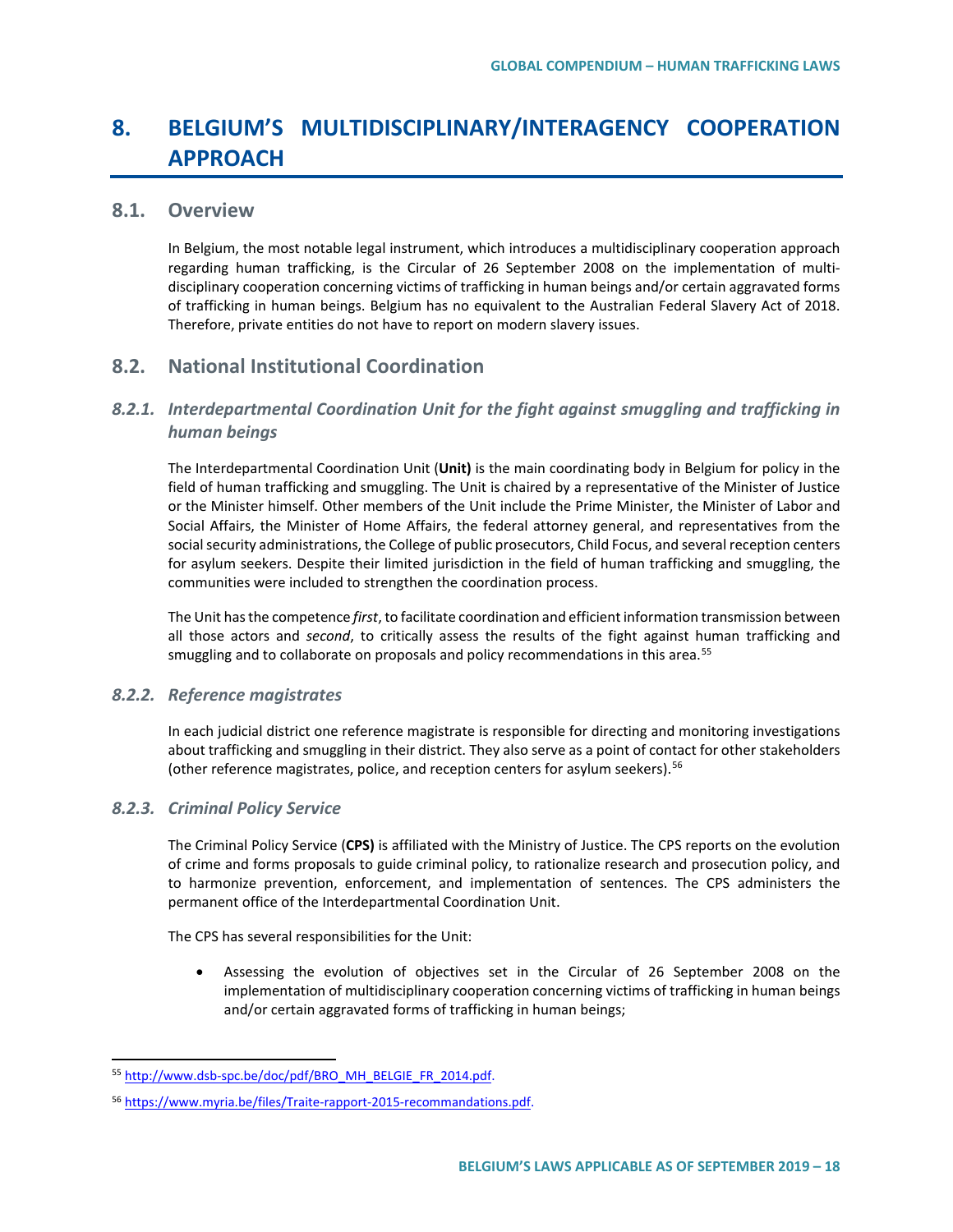# 8. BELGIUM'S MULTIDISCIPLINARY/INTERAGENCY COOPERATION APPROACH

## 8.1. Overview

In Belgium, the most notable legal instrument, which introduces a multidisciplinary cooperation approach regarding human trafficking, is the Circular of 26 September 2008 on the implementation of multi-disciplinary cooperation concerning victims of trafficking in human beings and/or certain aggravated forms of trafficking in human beings. Belgium has no equivalent to the Australian Federal Slavery Act of 2018. Therefore, private entities do not have to report on modern slavery issues.

## 8.2. National Institutional Coordination

### *8.2.1. Interdepartmental Coordination Unit for the fight against smuggling and trafficking in human beings*

The Interdepartmental Coordination Unit (**Unit)** is the main coordinating body in Belgium for policy in the field of human trafficking and smuggling. The Unit is chaired by a representative of the Minister of Justice or the Minister himself. Other members of the Unit include the Prime Minister, the Minister of Labor and Social Affairs, the Minister of Home Affairs, the federal attorney general, and representatives from the social security administrations, the College of public prosecutors, Child Focus, and several reception centers for asylum seekers. Despite their limited jurisdiction in the field of human trafficking and smuggling, the communities were included to strengthen the coordination process.

The Unit has the competence *first*, to facilitate coordination and efficient information transmission between all those actors and *second*, to critically assess the results of the fight against human trafficking and smuggling and to collaborate on proposals and policy recommendations in this area.[55]

### *8.2.2. Reference magistrates*

In each judicial district one reference magistrate is responsible for directing and monitoring investigations about trafficking and smuggling in their district. They also serve as a point of contact for other stakeholders (other reference magistrates, police, and reception centers for asylum seekers).[56]

### *8.2.3. Criminal Policy Service*

The Criminal Policy Service (**CPS)** is affiliated with the Ministry of Justice. The CPS reports on the evolution of crime and forms proposals to guide criminal policy, to rationalize research and prosecution policy, and to harmonize prevention, enforcement, and implementation of sentences. The CPS administers the permanent office of the Interdepartmental Coordination Unit.

The CPS has several responsibilities for the Unit:

- Assessing the evolution of objectives set in the Circular of 26 September 2008 on the implementation of multidisciplinary cooperation concerning victims of trafficking in human beings and/or certain aggravated forms of trafficking in human beings;

---

[55] http://www.dsb-spc.be/doc/pdf/BRO_MH_BELGIE_FR_2014.pdf.

[56] https://www.myria.be/files/Traite-rapport-2015-recommandations.pdf.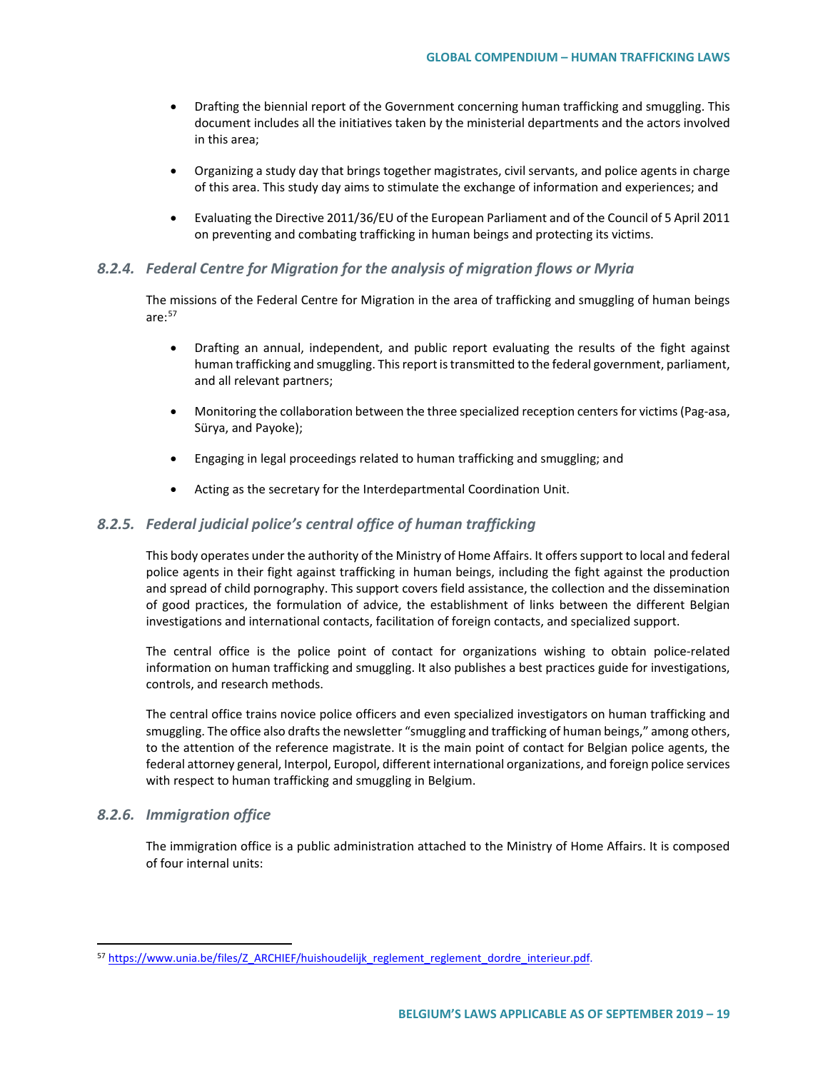- Drafting the biennial report of the Government concerning human trafficking and smuggling. This document includes all the initiatives taken by the ministerial departments and the actors involved in this area;
- Organizing a study day that brings together magistrates, civil servants, and police agents in charge of this area. This study day aims to stimulate the exchange of information and experiences; and
- Evaluating the Directive 2011/36/EU of the European Parliament and of the Council of 5 April 2011 on preventing and combating trafficking in human beings and protecting its victims.

### *8.2.4. Federal Centre for Migration for the analysis of migration flows or Myria*

The missions of the Federal Centre for Migration in the area of trafficking and smuggling of human beings are:[57]

- Drafting an annual, independent, and public report evaluating the results of the fight against human trafficking and smuggling. This report is transmitted to the federal government, parliament, and all relevant partners;
- Monitoring the collaboration between the three specialized reception centers for victims (Pag-asa, Sürya, and Payoke);
- Engaging in legal proceedings related to human trafficking and smuggling; and
- Acting as the secretary for the Interdepartmental Coordination Unit.

### *8.2.5. Federal judicial police's central office of human trafficking*

This body operates under the authority of the Ministry of Home Affairs. It offers support to local and federal police agents in their fight against trafficking in human beings, including the fight against the production and spread of child pornography. This support covers field assistance, the collection and the dissemination of good practices, the formulation of advice, the establishment of links between the different Belgian investigations and international contacts, facilitation of foreign contacts, and specialized support.

The central office is the police point of contact for organizations wishing to obtain police-related information on human trafficking and smuggling. It also publishes a best practices guide for investigations, controls, and research methods.

The central office trains novice police officers and even specialized investigators on human trafficking and smuggling. The office also drafts the newsletter "smuggling and trafficking of human beings," among others, to the attention of the reference magistrate. It is the main point of contact for Belgian police agents, the federal attorney general, Interpol, Europol, different international organizations, and foreign police services with respect to human trafficking and smuggling in Belgium.

### *8.2.6. Immigration office*

The immigration office is a public administration attached to the Ministry of Home Affairs. It is composed of four internal units:

---

[57] https://www.unia.be/files/Z_ARCHIEF/huishoudelijk_reglement_reglement_dordre_interieur.pdf.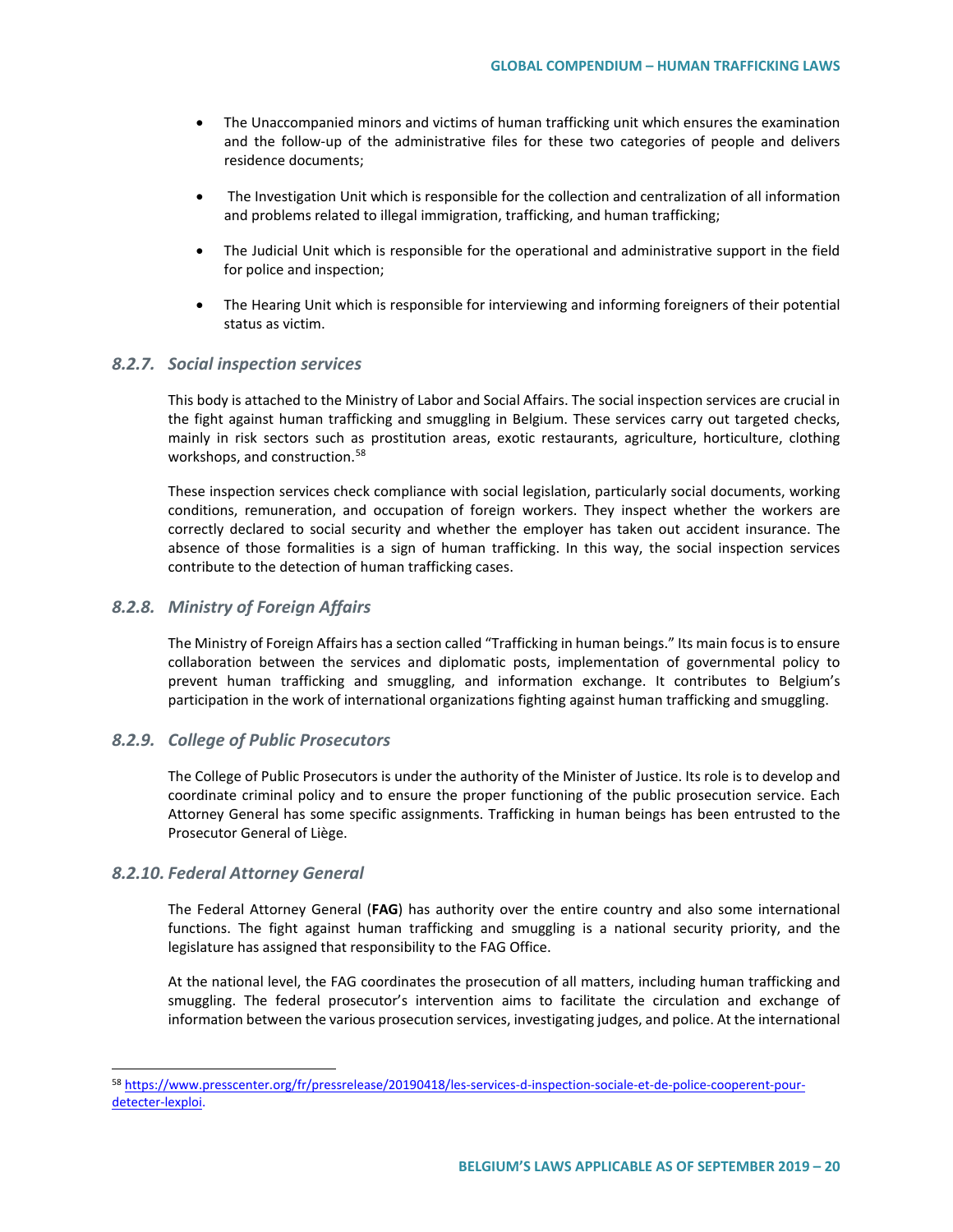- The Unaccompanied minors and victims of human trafficking unit which ensures the examination and the follow-up of the administrative files for these two categories of people and delivers residence documents;

- The Investigation Unit which is responsible for the collection and centralization of all information and problems related to illegal immigration, trafficking, and human trafficking;

- The Judicial Unit which is responsible for the operational and administrative support in the field for police and inspection;

- The Hearing Unit which is responsible for interviewing and informing foreigners of their potential status as victim.

### *8.2.7. Social inspection services*

This body is attached to the Ministry of Labor and Social Affairs. The social inspection services are crucial in the fight against human trafficking and smuggling in Belgium. These services carry out targeted checks, mainly in risk sectors such as prostitution areas, exotic restaurants, agriculture, horticulture, clothing workshops, and construction.[58]

These inspection services check compliance with social legislation, particularly social documents, working conditions, remuneration, and occupation of foreign workers. They inspect whether the workers are correctly declared to social security and whether the employer has taken out accident insurance. The absence of those formalities is a sign of human trafficking. In this way, the social inspection services contribute to the detection of human trafficking cases.

### *8.2.8. Ministry of Foreign Affairs*

The Ministry of Foreign Affairs has a section called "Trafficking in human beings." Its main focus is to ensure collaboration between the services and diplomatic posts, implementation of governmental policy to prevent human trafficking and smuggling, and information exchange. It contributes to Belgium's participation in the work of international organizations fighting against human trafficking and smuggling.

### *8.2.9. College of Public Prosecutors*

The College of Public Prosecutors is under the authority of the Minister of Justice. Its role is to develop and coordinate criminal policy and to ensure the proper functioning of the public prosecution service. Each Attorney General has some specific assignments. Trafficking in human beings has been entrusted to the Prosecutor General of Liège.

### *8.2.10. Federal Attorney General*

The Federal Attorney General (**FAG**) has authority over the entire country and also some international functions. The fight against human trafficking and smuggling is a national security priority, and the legislature has assigned that responsibility to the FAG Office.

At the national level, the FAG coordinates the prosecution of all matters, including human trafficking and smuggling. The federal prosecutor's intervention aims to facilitate the circulation and exchange of information between the various prosecution services, investigating judges, and police. At the international

---

[58] https://www.presscenter.org/fr/pressrelease/20190418/les-services-d-inspection-sociale-et-de-police-cooperent-pour-detecter-lexploi.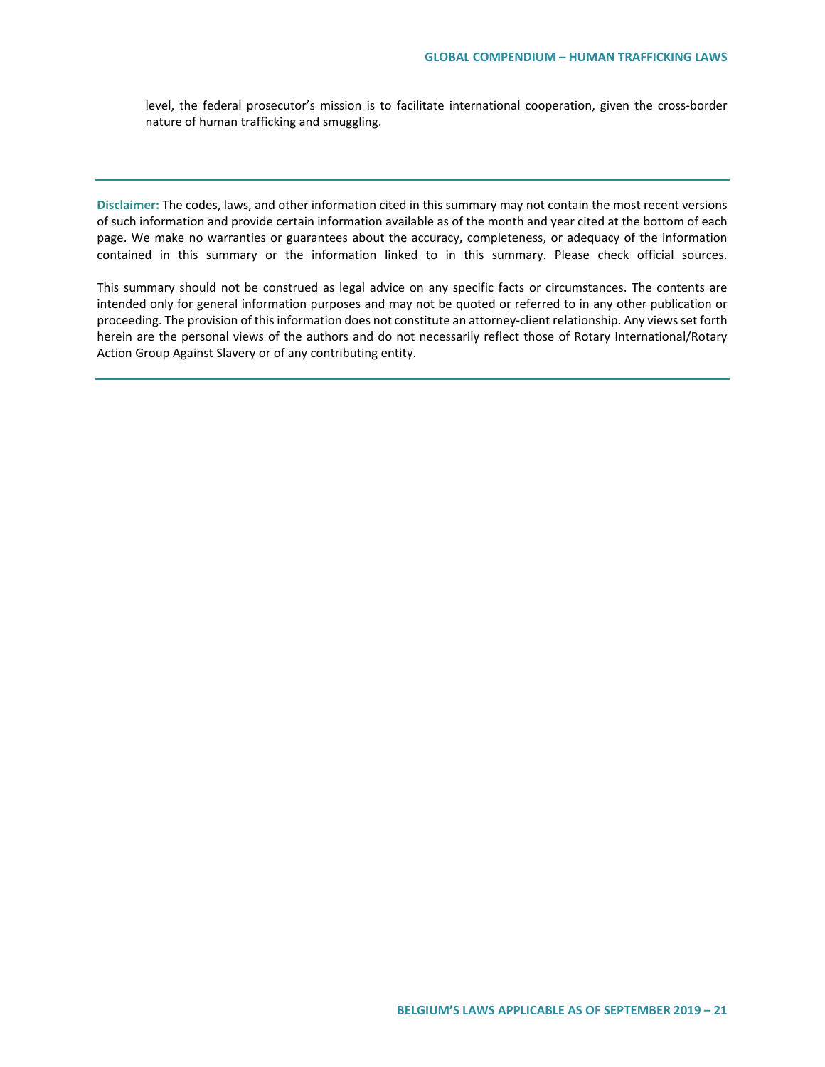level, the federal prosecutor's mission is to facilitate international cooperation, given the cross-border nature of human trafficking and smuggling.

---

**Disclaimer:** The codes, laws, and other information cited in this summary may not contain the most recent versions of such information and provide certain information available as of the month and year cited at the bottom of each page. We make no warranties or guarantees about the accuracy, completeness, or adequacy of the information contained in this summary or the information linked to in this summary. Please check official sources.

This summary should not be construed as legal advice on any specific facts or circumstances. The contents are intended only for general information purposes and may not be quoted or referred to in any other publication or proceeding. The provision of this information does not constitute an attorney-client relationship. Any views set forth herein are the personal views of the authors and do not necessarily reflect those of Rotary International/Rotary Action Group Against Slavery or of any contributing entity.

---